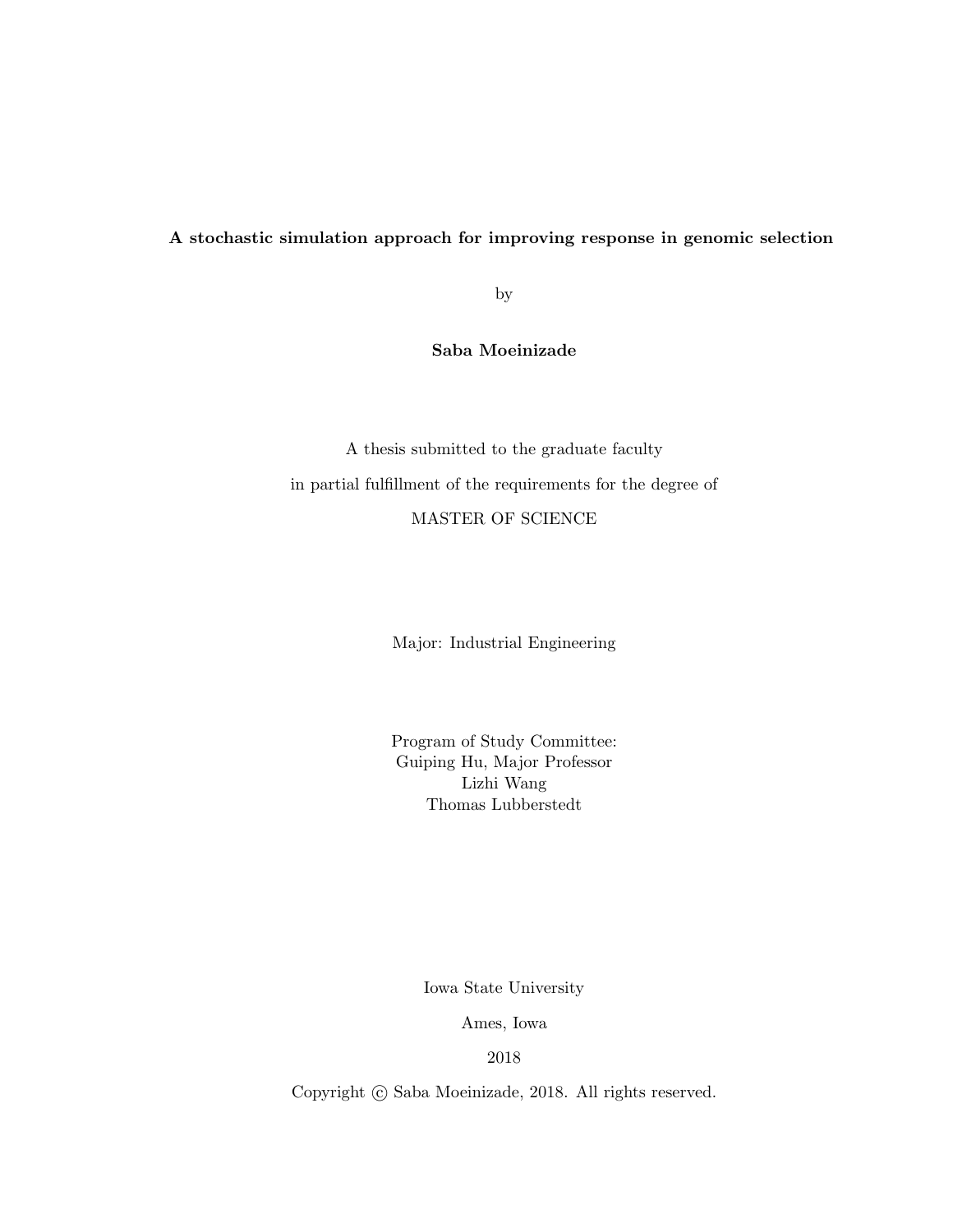# A stochastic simulation approach for improving response in genomic selection

by

**Saba Moeinizade**

A thesis submitted to the graduate faculty

in partial fulfillment of the requirements for the degree of

MASTER OF SCIENCE

Major: Industrial Engineering

Program of Study Committee:
Guiping Hu, Major Professor
Lizhi Wang
Thomas Lubberstedt

Iowa State University

Ames, Iowa

2018

Copyright © Saba Moeinizade, 2018. All rights reserved.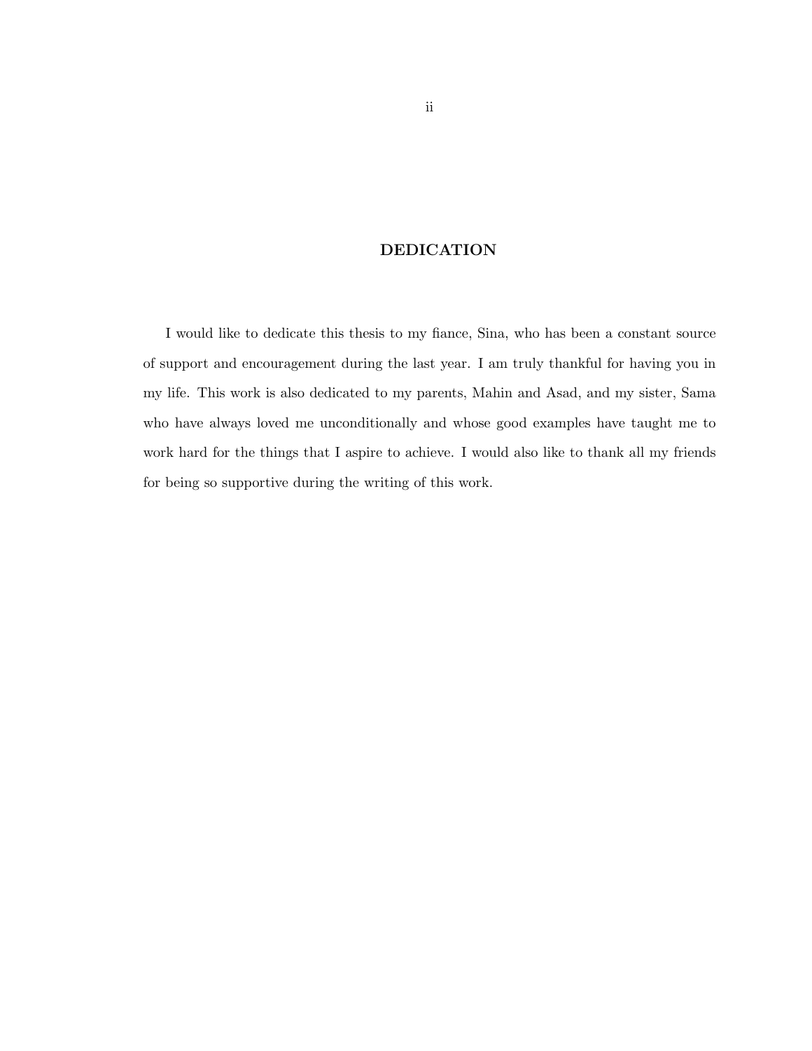# DEDICATION

I would like to dedicate this thesis to my fiance, Sina, who has been a constant source of support and encouragement during the last year. I am truly thankful for having you in my life. This work is also dedicated to my parents, Mahin and Asad, and my sister, Sama who have always loved me unconditionally and whose good examples have taught me to work hard for the things that I aspire to achieve. I would also like to thank all my friends for being so supportive during the writing of this work.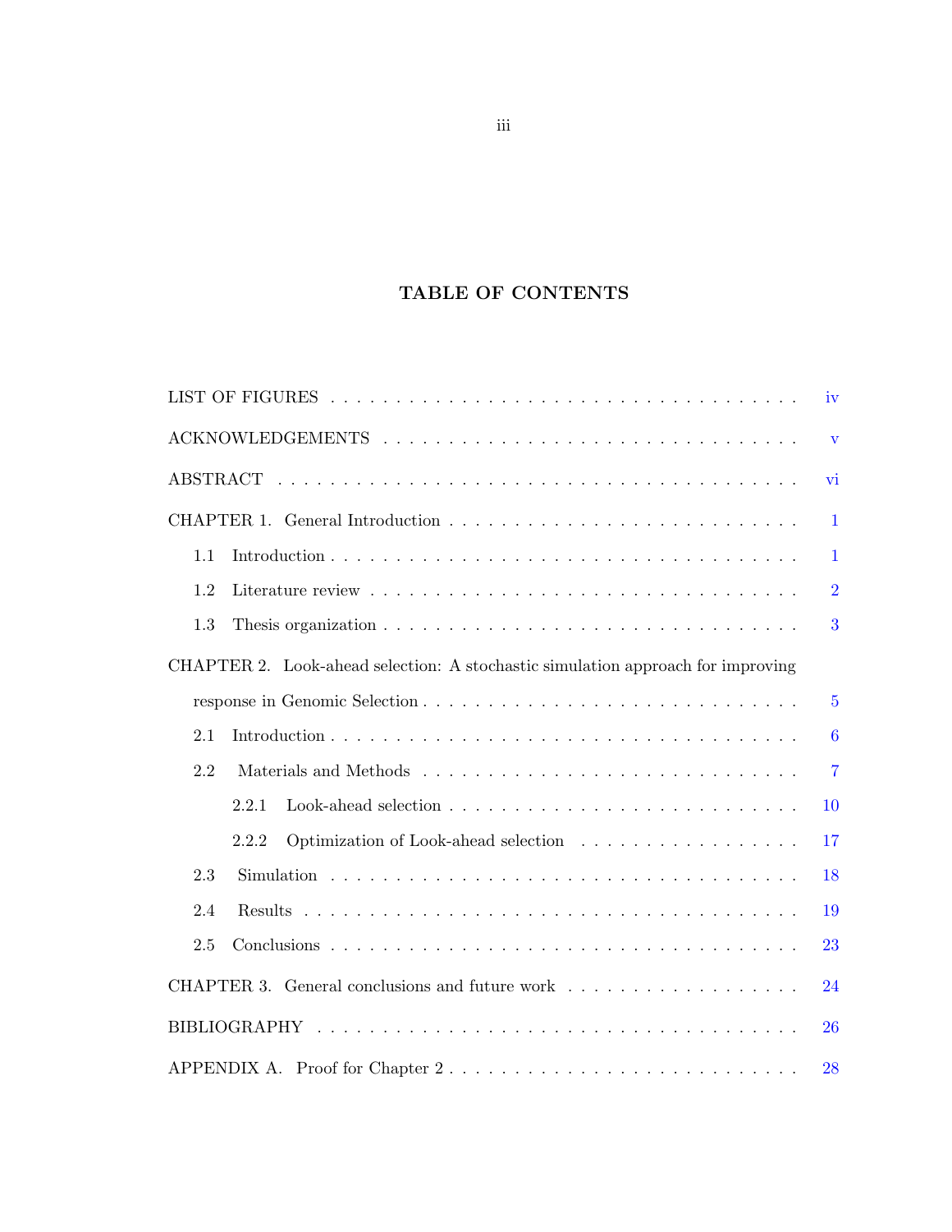# TABLE OF CONTENTS

LIST OF FIGURES . . . . . . . . . . . . . . . . . . . . . . . . . . . . . . . . . . . iv

ACKNOWLEDGEMENTS . . . . . . . . . . . . . . . . . . . . . . . . . . . . . . . v

ABSTRACT . . . . . . . . . . . . . . . . . . . . . . . . . . . . . . . . . . . . . . vi

CHAPTER 1. General Introduction . . . . . . . . . . . . . . . . . . . . . . . . . 1

- 1.1 Introduction . . . . . . . . . . . . . . . . . . . . . . . . . . . . . . . . . . 1
- 1.2 Literature review . . . . . . . . . . . . . . . . . . . . . . . . . . . . . . . 2
- 1.3 Thesis organization . . . . . . . . . . . . . . . . . . . . . . . . . . . . . . 3

CHAPTER 2. Look-ahead selection: A stochastic simulation approach for improving response in Genomic Selection . . . . . . . . . . . . . . . . . . . . . . . . . . . . 5

- 2.1 Introduction . . . . . . . . . . . . . . . . . . . . . . . . . . . . . . . . . . 6
- 2.2 Materials and Methods . . . . . . . . . . . . . . . . . . . . . . . . . . . . 7
  - 2.2.1 Look-ahead selection . . . . . . . . . . . . . . . . . . . . . . . . . . 10
  - 2.2.2 Optimization of Look-ahead selection . . . . . . . . . . . . . . . . . 17
- 2.3 Simulation . . . . . . . . . . . . . . . . . . . . . . . . . . . . . . . . . . 18
- 2.4 Results . . . . . . . . . . . . . . . . . . . . . . . . . . . . . . . . . . . . 19
- 2.5 Conclusions . . . . . . . . . . . . . . . . . . . . . . . . . . . . . . . . . . 23

CHAPTER 3. General conclusions and future work . . . . . . . . . . . . . . . . . . 24

BIBLIOGRAPHY . . . . . . . . . . . . . . . . . . . . . . . . . . . . . . . . . . . 26

APPENDIX A. Proof for Chapter 2 . . . . . . . . . . . . . . . . . . . . . . . . . 28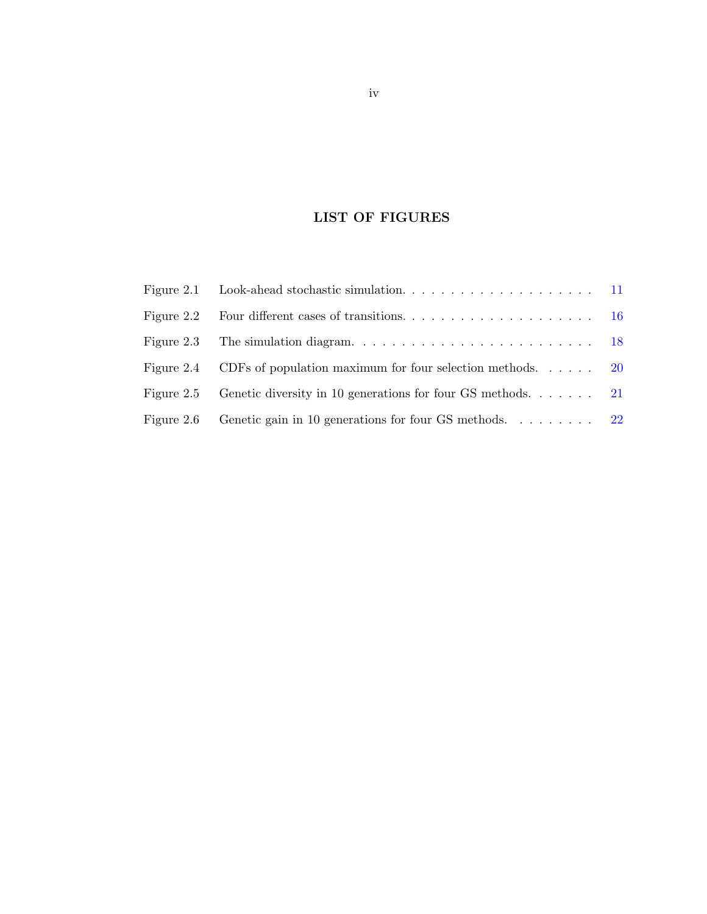# LIST OF FIGURES

| | | |
|---|---|---|
| Figure 2.1 | Look-ahead stochastic simulation. | 11 |
| Figure 2.2 | Four different cases of transitions. | 16 |
| Figure 2.3 | The simulation diagram. | 18 |
| Figure 2.4 | CDFs of population maximum for four selection methods. | 20 |
| Figure 2.5 | Genetic diversity in 10 generations for four GS methods. | 21 |
| Figure 2.6 | Genetic gain in 10 generations for four GS methods. | 22 |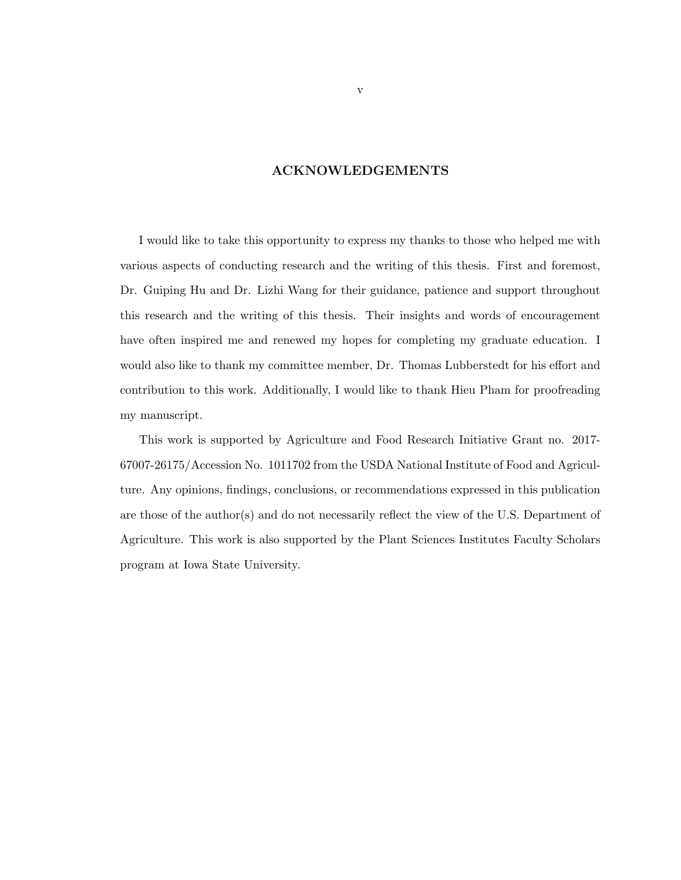# ACKNOWLEDGEMENTS

I would like to take this opportunity to express my thanks to those who helped me with various aspects of conducting research and the writing of this thesis. First and foremost, Dr. Guiping Hu and Dr. Lizhi Wang for their guidance, patience and support throughout this research and the writing of this thesis. Their insights and words of encouragement have often inspired me and renewed my hopes for completing my graduate education. I would also like to thank my committee member, Dr. Thomas Lubberstedt for his effort and contribution to this work. Additionally, I would like to thank Hieu Pham for proofreading my manuscript.

This work is supported by Agriculture and Food Research Initiative Grant no. 2017-67007-26175/Accession No. 1011702 from the USDA National Institute of Food and Agriculture. Any opinions, findings, conclusions, or recommendations expressed in this publication are those of the author(s) and do not necessarily reflect the view of the U.S. Department of Agriculture. This work is also supported by the Plant Sciences Institutes Faculty Scholars program at Iowa State University.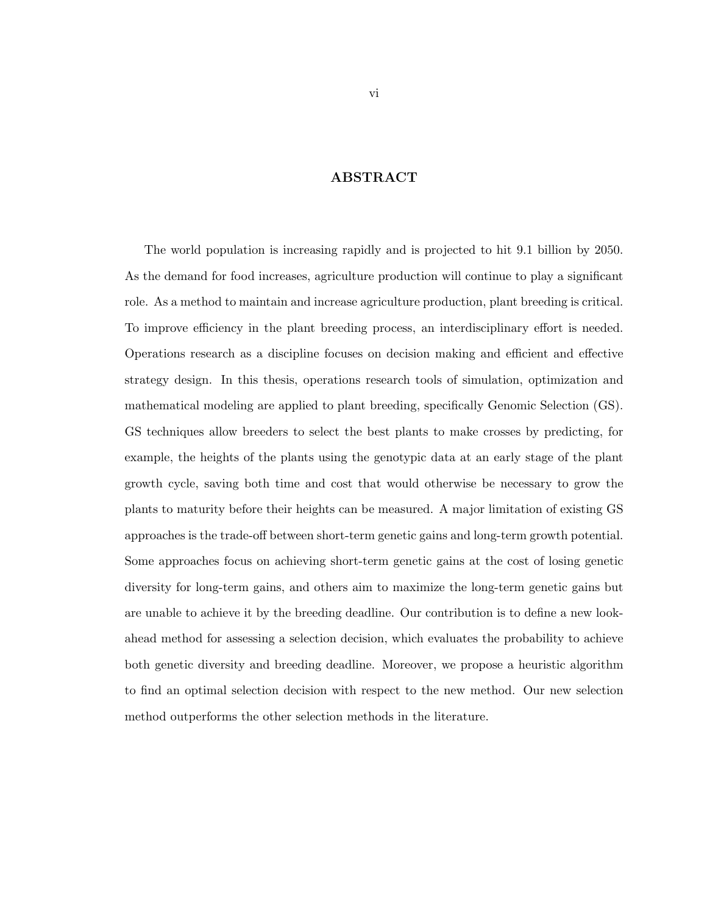# ABSTRACT

The world population is increasing rapidly and is projected to hit 9.1 billion by 2050. As the demand for food increases, agriculture production will continue to play a significant role. As a method to maintain and increase agriculture production, plant breeding is critical. To improve efficiency in the plant breeding process, an interdisciplinary effort is needed. Operations research as a discipline focuses on decision making and efficient and effective strategy design. In this thesis, operations research tools of simulation, optimization and mathematical modeling are applied to plant breeding, specifically Genomic Selection (GS). GS techniques allow breeders to select the best plants to make crosses by predicting, for example, the heights of the plants using the genotypic data at an early stage of the plant growth cycle, saving both time and cost that would otherwise be necessary to grow the plants to maturity before their heights can be measured. A major limitation of existing GS approaches is the trade-off between short-term genetic gains and long-term growth potential. Some approaches focus on achieving short-term genetic gains at the cost of losing genetic diversity for long-term gains, and others aim to maximize the long-term genetic gains but are unable to achieve it by the breeding deadline. Our contribution is to define a new look-ahead method for assessing a selection decision, which evaluates the probability to achieve both genetic diversity and breeding deadline. Moreover, we propose a heuristic algorithm to find an optimal selection decision with respect to the new method. Our new selection method outperforms the other selection methods in the literature.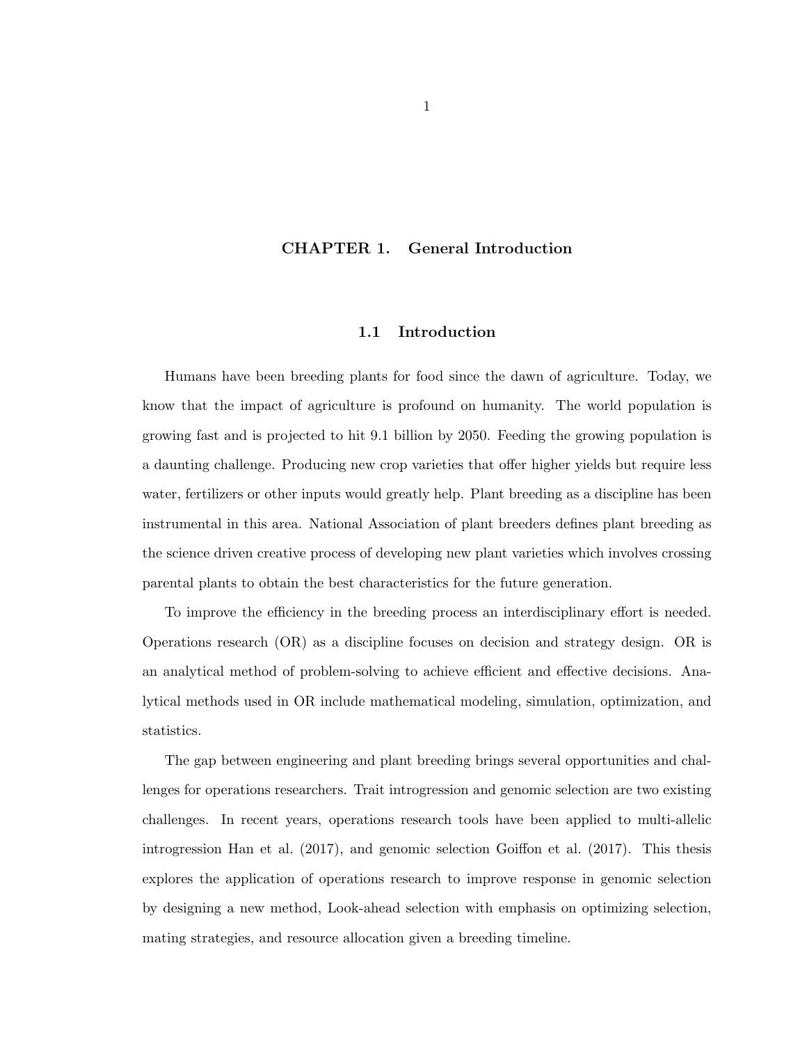# CHAPTER 1. General Introduction

## 1.1 Introduction

Humans have been breeding plants for food since the dawn of agriculture. Today, we know that the impact of agriculture is profound on humanity. The world population is growing fast and is projected to hit 9.1 billion by 2050. Feeding the growing population is a daunting challenge. Producing new crop varieties that offer higher yields but require less water, fertilizers or other inputs would greatly help. Plant breeding as a discipline has been instrumental in this area. National Association of plant breeders defines plant breeding as the science driven creative process of developing new plant varieties which involves crossing parental plants to obtain the best characteristics for the future generation.

To improve the efficiency in the breeding process an interdisciplinary effort is needed. Operations research (OR) as a discipline focuses on decision and strategy design. OR is an analytical method of problem-solving to achieve efficient and effective decisions. Analytical methods used in OR include mathematical modeling, simulation, optimization, and statistics.

The gap between engineering and plant breeding brings several opportunities and challenges for operations researchers. Trait introgression and genomic selection are two existing challenges. In recent years, operations research tools have been applied to multi-allelic introgression Han et al. (2017), and genomic selection Goiffon et al. (2017). This thesis explores the application of operations research to improve response in genomic selection by designing a new method, Look-ahead selection with emphasis on optimizing selection, mating strategies, and resource allocation given a breeding timeline.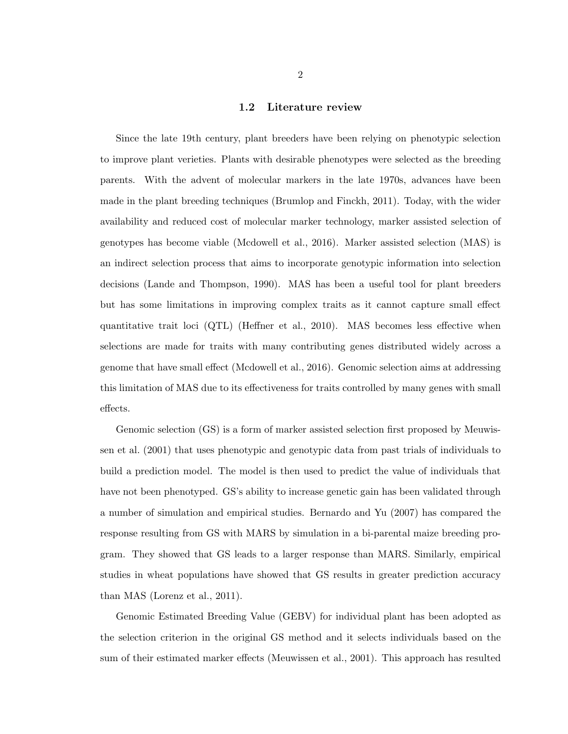## 1.2 Literature review

Since the late 19th century, plant breeders have been relying on phenotypic selection to improve plant verieties. Plants with desirable phenotypes were selected as the breeding parents. With the advent of molecular markers in the late 1970s, advances have been made in the plant breeding techniques (Brumlop and Finckh, 2011). Today, with the wider availability and reduced cost of molecular marker technology, marker assisted selection of genotypes has become viable (Mcdowell et al., 2016). Marker assisted selection (MAS) is an indirect selection process that aims to incorporate genotypic information into selection decisions (Lande and Thompson, 1990). MAS has been a useful tool for plant breeders but has some limitations in improving complex traits as it cannot capture small effect quantitative trait loci (QTL) (Heffner et al., 2010). MAS becomes less effective when selections are made for traits with many contributing genes distributed widely across a genome that have small effect (Mcdowell et al., 2016). Genomic selection aims at addressing this limitation of MAS due to its effectiveness for traits controlled by many genes with small effects.

Genomic selection (GS) is a form of marker assisted selection first proposed by Meuwissen et al. (2001) that uses phenotypic and genotypic data from past trials of individuals to build a prediction model. The model is then used to predict the value of individuals that have not been phenotyped. GS's ability to increase genetic gain has been validated through a number of simulation and empirical studies. Bernardo and Yu (2007) has compared the response resulting from GS with MARS by simulation in a bi-parental maize breeding program. They showed that GS leads to a larger response than MARS. Similarly, empirical studies in wheat populations have showed that GS results in greater prediction accuracy than MAS (Lorenz et al., 2011).

Genomic Estimated Breeding Value (GEBV) for individual plant has been adopted as the selection criterion in the original GS method and it selects individuals based on the sum of their estimated marker effects (Meuwissen et al., 2001). This approach has resulted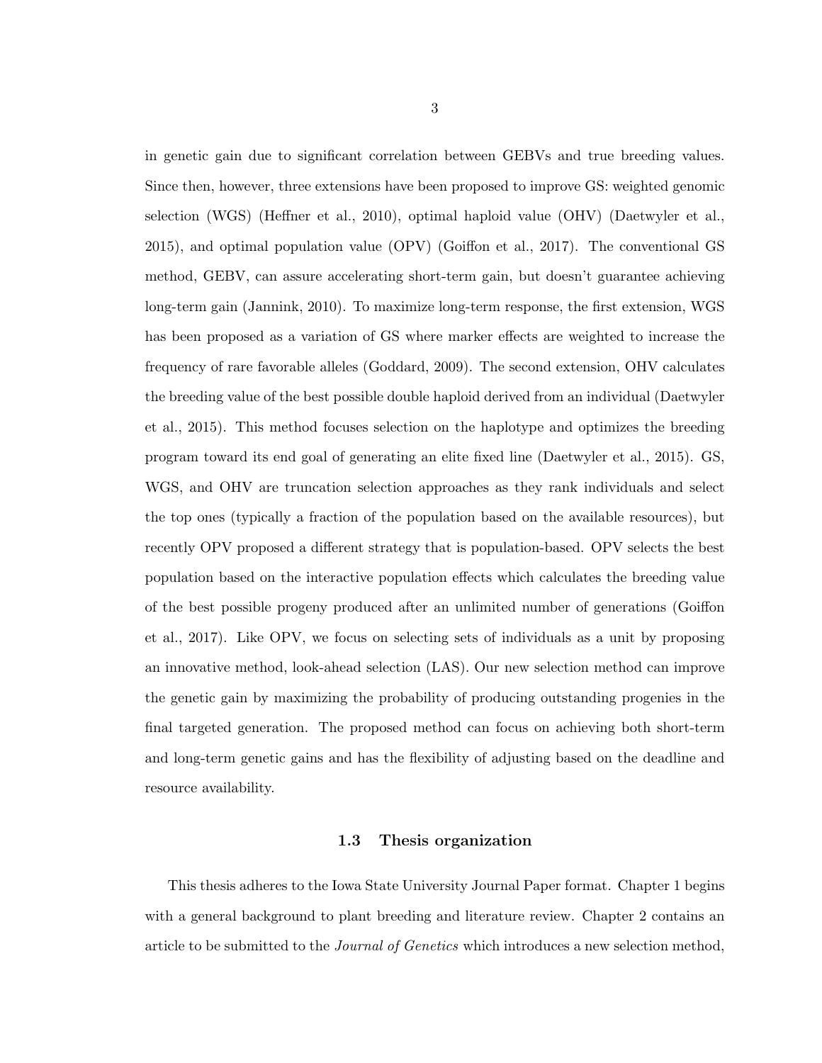in genetic gain due to significant correlation between GEBVs and true breeding values. Since then, however, three extensions have been proposed to improve GS: weighted genomic selection (WGS) (Heffner et al., 2010), optimal haploid value (OHV) (Daetwyler et al., 2015), and optimal population value (OPV) (Goiffon et al., 2017). The conventional GS method, GEBV, can assure accelerating short-term gain, but doesn't guarantee achieving long-term gain (Jannink, 2010). To maximize long-term response, the first extension, WGS has been proposed as a variation of GS where marker effects are weighted to increase the frequency of rare favorable alleles (Goddard, 2009). The second extension, OHV calculates the breeding value of the best possible double haploid derived from an individual (Daetwyler et al., 2015). This method focuses selection on the haplotype and optimizes the breeding program toward its end goal of generating an elite fixed line (Daetwyler et al., 2015). GS, WGS, and OHV are truncation selection approaches as they rank individuals and select the top ones (typically a fraction of the population based on the available resources), but recently OPV proposed a different strategy that is population-based. OPV selects the best population based on the interactive population effects which calculates the breeding value of the best possible progeny produced after an unlimited number of generations (Goiffon et al., 2017). Like OPV, we focus on selecting sets of individuals as a unit by proposing an innovative method, look-ahead selection (LAS). Our new selection method can improve the genetic gain by maximizing the probability of producing outstanding progenies in the final targeted generation. The proposed method can focus on achieving both short-term and long-term genetic gains and has the flexibility of adjusting based on the deadline and resource availability.

## 1.3 Thesis organization

This thesis adheres to the Iowa State University Journal Paper format. Chapter 1 begins with a general background to plant breeding and literature review. Chapter 2 contains an article to be submitted to the *Journal of Genetics* which introduces a new selection method,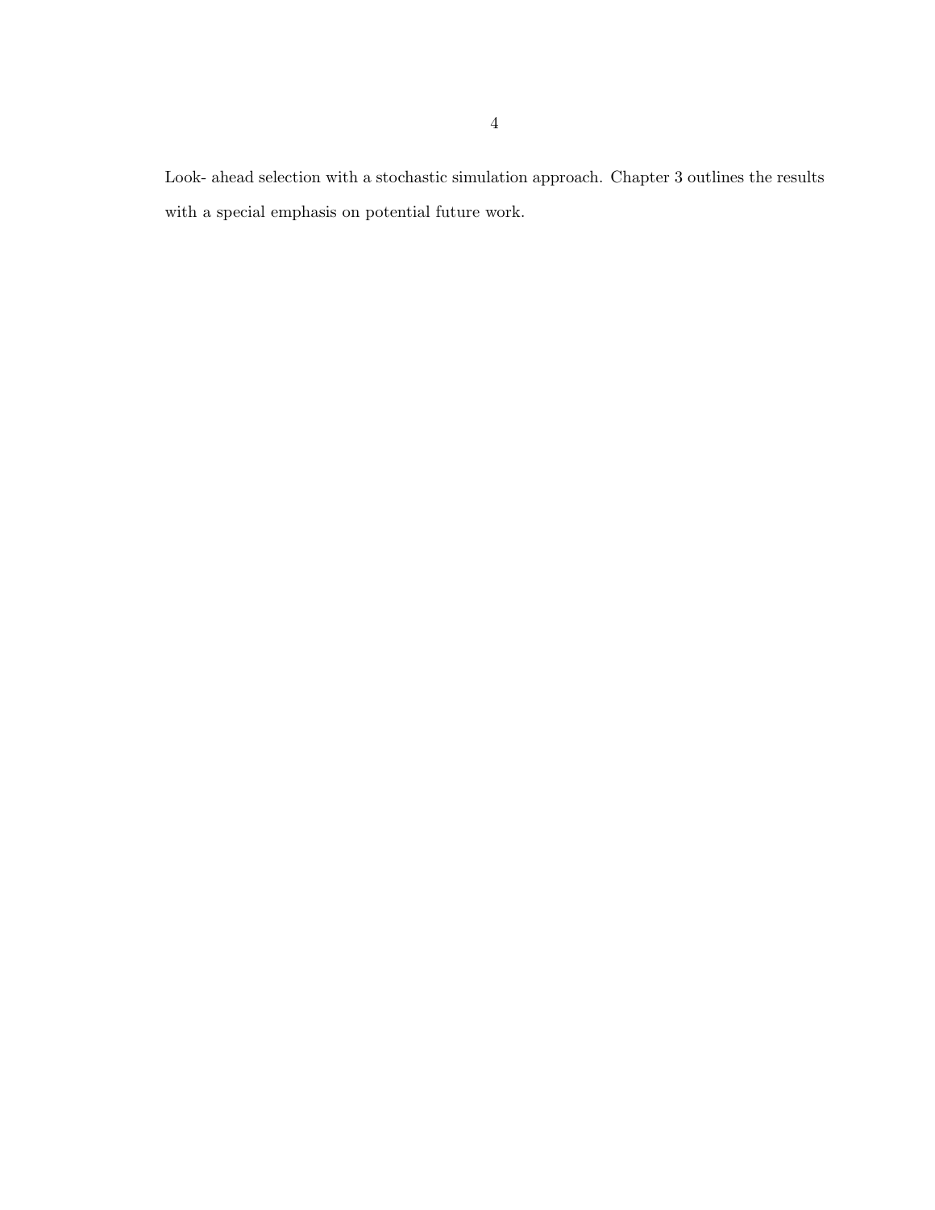Look- ahead selection with a stochastic simulation approach. Chapter 3 outlines the results with a special emphasis on potential future work.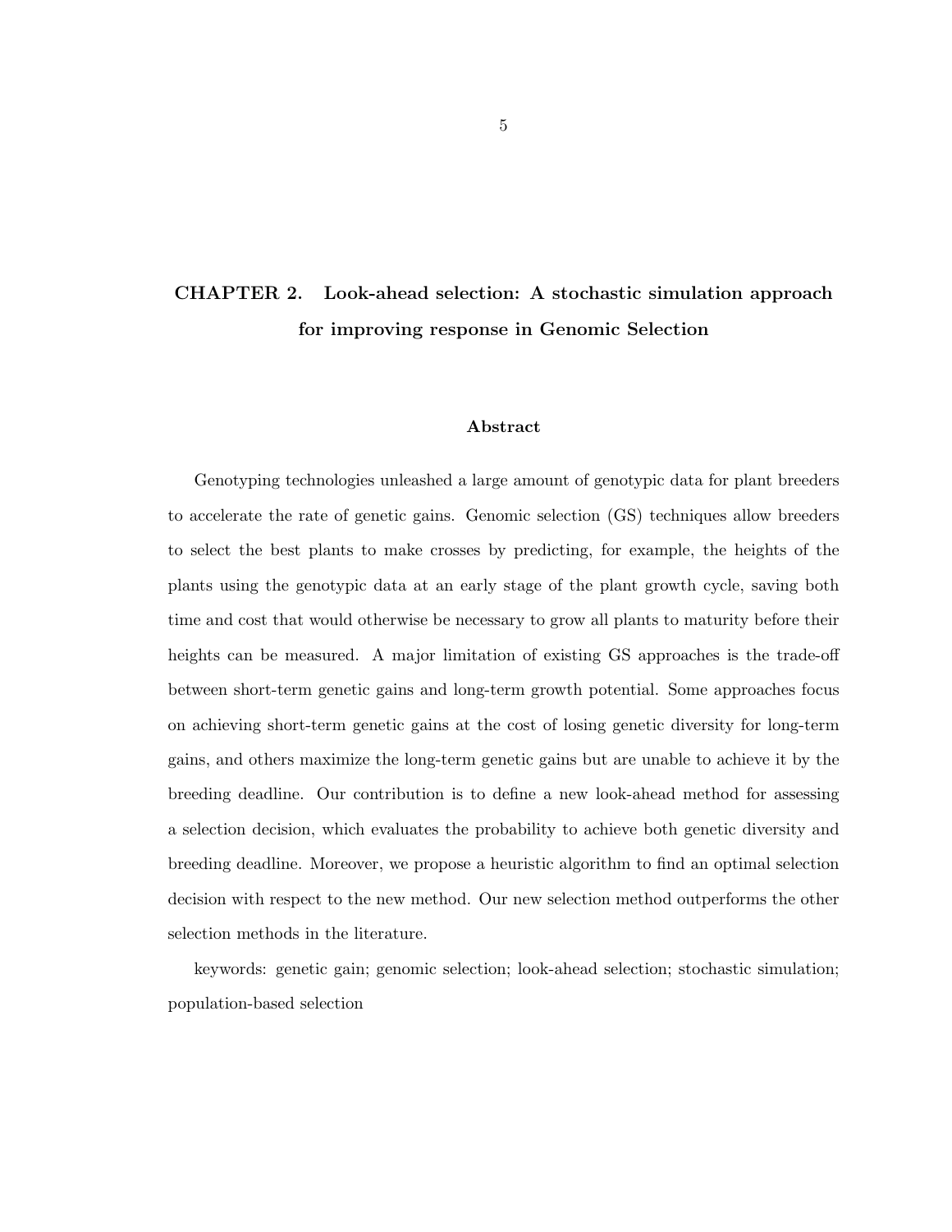# CHAPTER 2. Look-ahead selection: A stochastic simulation approach for improving response in Genomic Selection

## Abstract

Genotyping technologies unleashed a large amount of genotypic data for plant breeders to accelerate the rate of genetic gains. Genomic selection (GS) techniques allow breeders to select the best plants to make crosses by predicting, for example, the heights of the plants using the genotypic data at an early stage of the plant growth cycle, saving both time and cost that would otherwise be necessary to grow all plants to maturity before their heights can be measured. A major limitation of existing GS approaches is the trade-off between short-term genetic gains and long-term growth potential. Some approaches focus on achieving short-term genetic gains at the cost of losing genetic diversity for long-term gains, and others maximize the long-term genetic gains but are unable to achieve it by the breeding deadline. Our contribution is to define a new look-ahead method for assessing a selection decision, which evaluates the probability to achieve both genetic diversity and breeding deadline. Moreover, we propose a heuristic algorithm to find an optimal selection decision with respect to the new method. Our new selection method outperforms the other selection methods in the literature.

keywords: genetic gain; genomic selection; look-ahead selection; stochastic simulation; population-based selection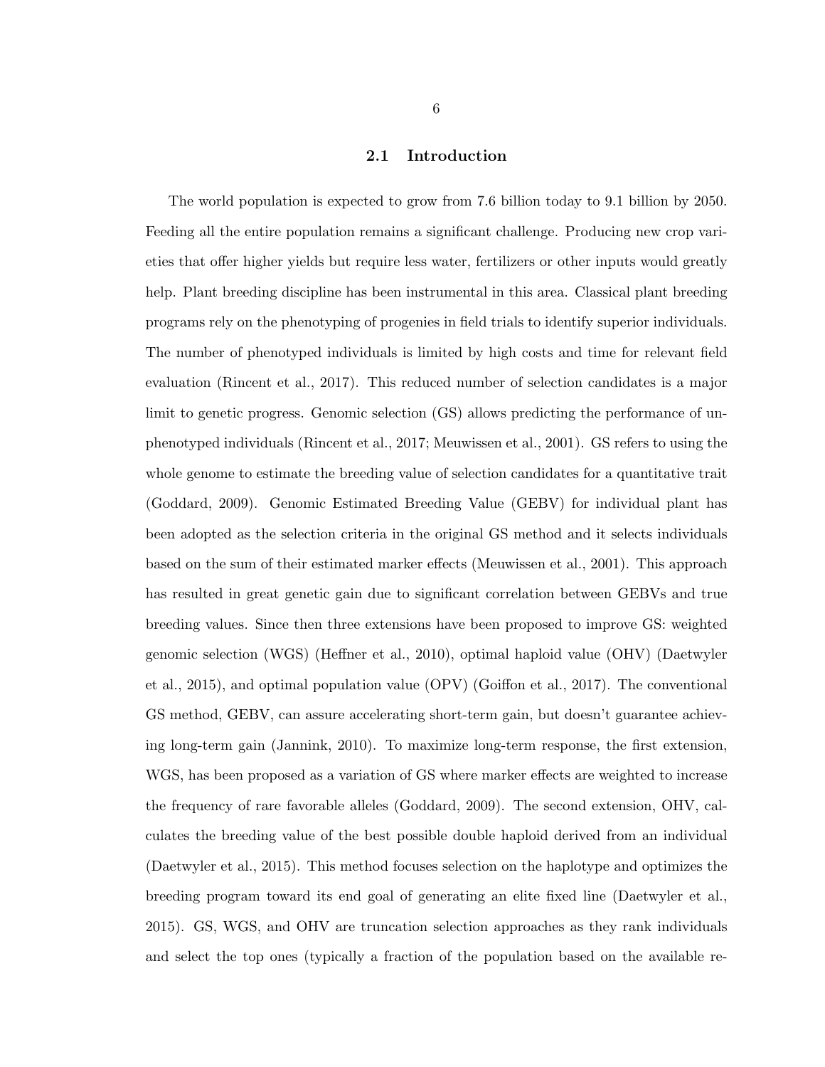## 2.1 Introduction

The world population is expected to grow from 7.6 billion today to 9.1 billion by 2050. Feeding all the entire population remains a significant challenge. Producing new crop varieties that offer higher yields but require less water, fertilizers or other inputs would greatly help. Plant breeding discipline has been instrumental in this area. Classical plant breeding programs rely on the phenotyping of progenies in field trials to identify superior individuals. The number of phenotyped individuals is limited by high costs and time for relevant field evaluation (Rincent et al., 2017). This reduced number of selection candidates is a major limit to genetic progress. Genomic selection (GS) allows predicting the performance of unphenotyped individuals (Rincent et al., 2017; Meuwissen et al., 2001). GS refers to using the whole genome to estimate the breeding value of selection candidates for a quantitative trait (Goddard, 2009). Genomic Estimated Breeding Value (GEBV) for individual plant has been adopted as the selection criteria in the original GS method and it selects individuals based on the sum of their estimated marker effects (Meuwissen et al., 2001). This approach has resulted in great genetic gain due to significant correlation between GEBVs and true breeding values. Since then three extensions have been proposed to improve GS: weighted genomic selection (WGS) (Heffner et al., 2010), optimal haploid value (OHV) (Daetwyler et al., 2015), and optimal population value (OPV) (Goiffon et al., 2017). The conventional GS method, GEBV, can assure accelerating short-term gain, but doesn't guarantee achieving long-term gain (Jannink, 2010). To maximize long-term response, the first extension, WGS, has been proposed as a variation of GS where marker effects are weighted to increase the frequency of rare favorable alleles (Goddard, 2009). The second extension, OHV, calculates the breeding value of the best possible double haploid derived from an individual (Daetwyler et al., 2015). This method focuses selection on the haplotype and optimizes the breeding program toward its end goal of generating an elite fixed line (Daetwyler et al., 2015). GS, WGS, and OHV are truncation selection approaches as they rank individuals and select the top ones (typically a fraction of the population based on the available re-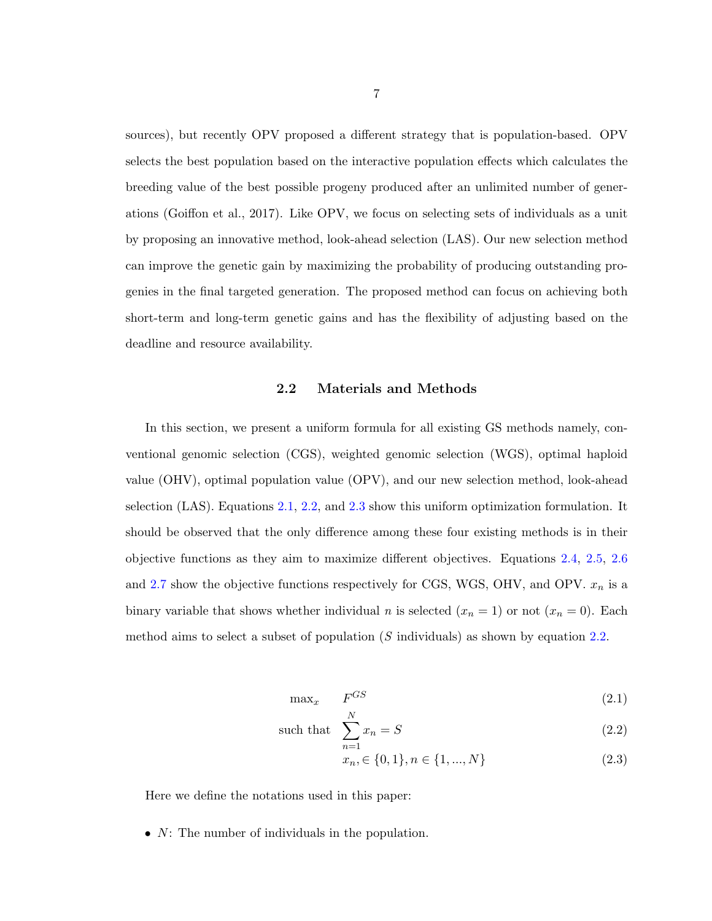sources), but recently OPV proposed a different strategy that is population-based. OPV selects the best population based on the interactive population effects which calculates the breeding value of the best possible progeny produced after an unlimited number of generations (Goiffon et al., 2017). Like OPV, we focus on selecting sets of individuals as a unit by proposing an innovative method, look-ahead selection (LAS). Our new selection method can improve the genetic gain by maximizing the probability of producing outstanding progenies in the final targeted generation. The proposed method can focus on achieving both short-term and long-term genetic gains and has the flexibility of adjusting based on the deadline and resource availability.

## 2.2 Materials and Methods

In this section, we present a uniform formula for all existing GS methods namely, conventional genomic selection (CGS), weighted genomic selection (WGS), optimal haploid value (OHV), optimal population value (OPV), and our new selection method, look-ahead selection (LAS). Equations 2.1, 2.2, and 2.3 show this uniform optimization formulation. It should be observed that the only difference among these four existing methods is in their objective functions as they aim to maximize different objectives. Equations 2.4, 2.5, 2.6 and 2.7 show the objective functions respectively for CGS, WGS, OHV, and OPV. $x_n$ is a binary variable that shows whether individual $n$ is selected ($x_n = 1$) or not ($x_n = 0$). Each method aims to select a subset of population ($S$ individuals) as shown by equation 2.2.

$$\max_x \quad F^{GS} \tag{2.1}$$

$$\text{such that} \quad \sum_{n=1}^{N} x_n = S \tag{2.2}$$

$$x_n, \in \{0, 1\}, n \in \{1, ..., N\} \tag{2.3}$$

Here we define the notations used in this paper:

- $N$: The number of individuals in the population.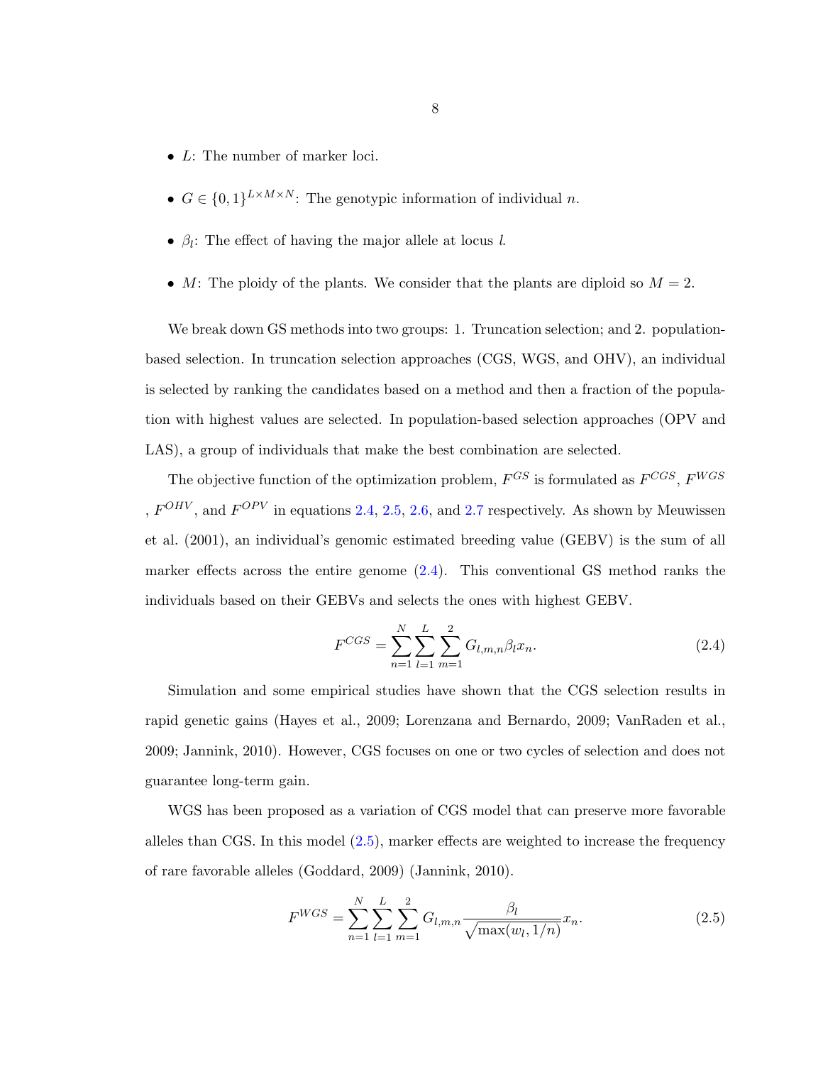- $L$: The number of marker loci.
- $G \in \{0, 1\}^{L\times M\times N}$: The genotypic information of individual $n$.
- $\beta_l$: The effect of having the major allele at locus $l$.
- $M$: The ploidy of the plants. We consider that the plants are diploid so $M = 2$.

We break down GS methods into two groups: 1. Truncation selection; and 2. population-based selection. In truncation selection approaches (CGS, WGS, and OHV), an individual is selected by ranking the candidates based on a method and then a fraction of the population with highest values are selected. In population-based selection approaches (OPV and LAS), a group of individuals that make the best combination are selected.

The objective function of the optimization problem, $F^{GS}$ is formulated as $F^{CGS}$, $F^{WGS}$ , $F^{OHV}$, and $F^{OPV}$ in equations 2.4, 2.5, 2.6, and 2.7 respectively. As shown by Meuwissen et al. (2001), an individual's genomic estimated breeding value (GEBV) is the sum of all marker effects across the entire genome (2.4). This conventional GS method ranks the individuals based on their GEBVs and selects the ones with highest GEBV.

$$F^{CGS} = \sum_{n=1}^{N}\sum_{l=1}^{L}\sum_{m=1}^{2} G_{l,m,n}\beta_l x_n. \tag{2.4}$$

Simulation and some empirical studies have shown that the CGS selection results in rapid genetic gains (Hayes et al., 2009; Lorenzana and Bernardo, 2009; VanRaden et al., 2009; Jannink, 2010). However, CGS focuses on one or two cycles of selection and does not guarantee long-term gain.

WGS has been proposed as a variation of CGS model that can preserve more favorable alleles than CGS. In this model (2.5), marker effects are weighted to increase the frequency of rare favorable alleles (Goddard, 2009) (Jannink, 2010).

$$F^{WGS} = \sum_{n=1}^{N}\sum_{l=1}^{L}\sum_{m=1}^{2} G_{l,m,n}\frac{\beta_l}{\sqrt{\max(w_l, 1/n)}}x_n. \tag{2.5}$$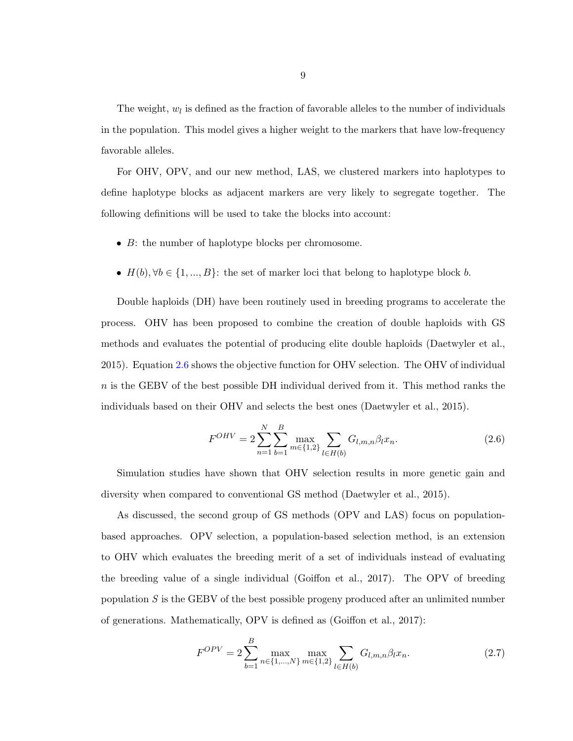The weight, $w_l$ is defined as the fraction of favorable alleles to the number of individuals in the population. This model gives a higher weight to the markers that have low-frequency favorable alleles.

For OHV, OPV, and our new method, LAS, we clustered markers into haplotypes to define haplotype blocks as adjacent markers are very likely to segregate together. The following definitions will be used to take the blocks into account:

- $B$: the number of haplotype blocks per chromosome.
- $H(b), \forall b \in \{1, ..., B\}$: the set of marker loci that belong to haplotype block $b$.

Double haploids (DH) have been routinely used in breeding programs to accelerate the process. OHV has been proposed to combine the creation of double haploids with GS methods and evaluates the potential of producing elite double haploids (Daetwyler et al., 2015). Equation 2.6 shows the objective function for OHV selection. The OHV of individual $n$ is the GEBV of the best possible DH individual derived from it. This method ranks the individuals based on their OHV and selects the best ones (Daetwyler et al., 2015).

$$F^{OHV} = 2\sum_{n=1}^{N}\sum_{b=1}^{B}\max_{m\in\{1,2\}}\sum_{l\in H(b)} G_{l,m,n}\beta_l x_n. \tag{2.6}$$

Simulation studies have shown that OHV selection results in more genetic gain and diversity when compared to conventional GS method (Daetwyler et al., 2015).

As discussed, the second group of GS methods (OPV and LAS) focus on population-based approaches. OPV selection, a population-based selection method, is an extension to OHV which evaluates the breeding merit of a set of individuals instead of evaluating the breeding value of a single individual (Goiffon et al., 2017). The OPV of breeding population $S$ is the GEBV of the best possible progeny produced after an unlimited number of generations. Mathematically, OPV is defined as (Goiffon et al., 2017):

$$F^{OPV} = 2\sum_{b=1}^{B}\max_{n\in\{1,...,N\}}\max_{m\in\{1,2\}}\sum_{l\in H(b)} G_{l,m,n}\beta_l x_n. \tag{2.7}$$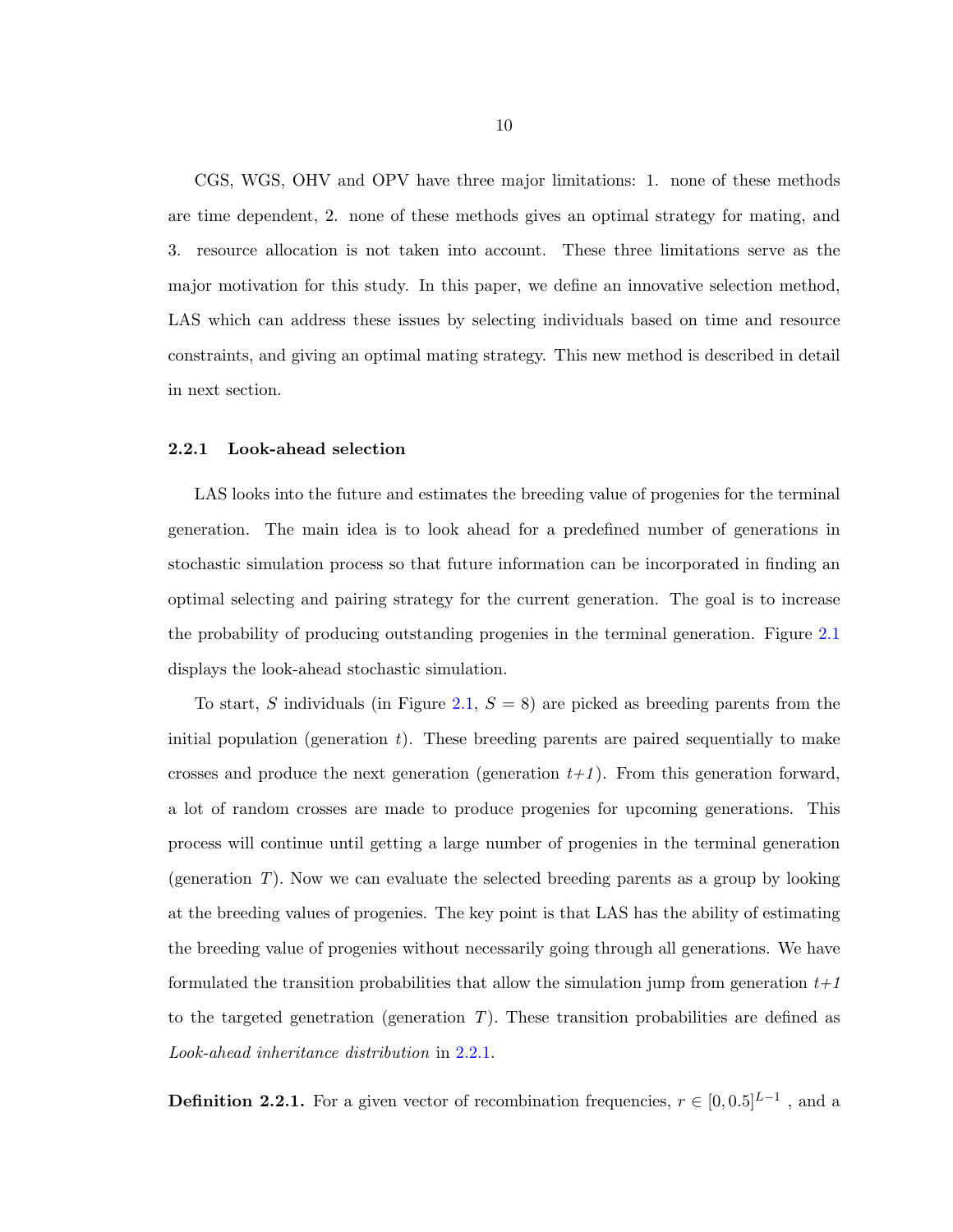CGS, WGS, OHV and OPV have three major limitations: 1. none of these methods are time dependent, 2. none of these methods gives an optimal strategy for mating, and 3. resource allocation is not taken into account. These three limitations serve as the major motivation for this study. In this paper, we define an innovative selection method, LAS which can address these issues by selecting individuals based on time and resource constraints, and giving an optimal mating strategy. This new method is described in detail in next section.

### 2.2.1 Look-ahead selection

LAS looks into the future and estimates the breeding value of progenies for the terminal generation. The main idea is to look ahead for a predefined number of generations in stochastic simulation process so that future information can be incorporated in finding an optimal selecting and pairing strategy for the current generation. The goal is to increase the probability of producing outstanding progenies in the terminal generation. Figure 2.1 displays the look-ahead stochastic simulation.

To start, $S$ individuals (in Figure 2.1, $S = 8$) are picked as breeding parents from the initial population (generation $t$). These breeding parents are paired sequentially to make crosses and produce the next generation (generation $t+1$). From this generation forward, a lot of random crosses are made to produce progenies for upcoming generations. This process will continue until getting a large number of progenies in the terminal generation (generation $T$). Now we can evaluate the selected breeding parents as a group by looking at the breeding values of progenies. The key point is that LAS has the ability of estimating the breeding value of progenies without necessarily going through all generations. We have formulated the transition probabilities that allow the simulation jump from generation $t+1$ to the targeted genetration (generation $T$). These transition probabilities are defined as *Look-ahead inheritance distribution* in 2.2.1.

**Definition 2.2.1.** For a given vector of recombination frequencies, $r \in [0, 0.5]^{L-1}$ , and a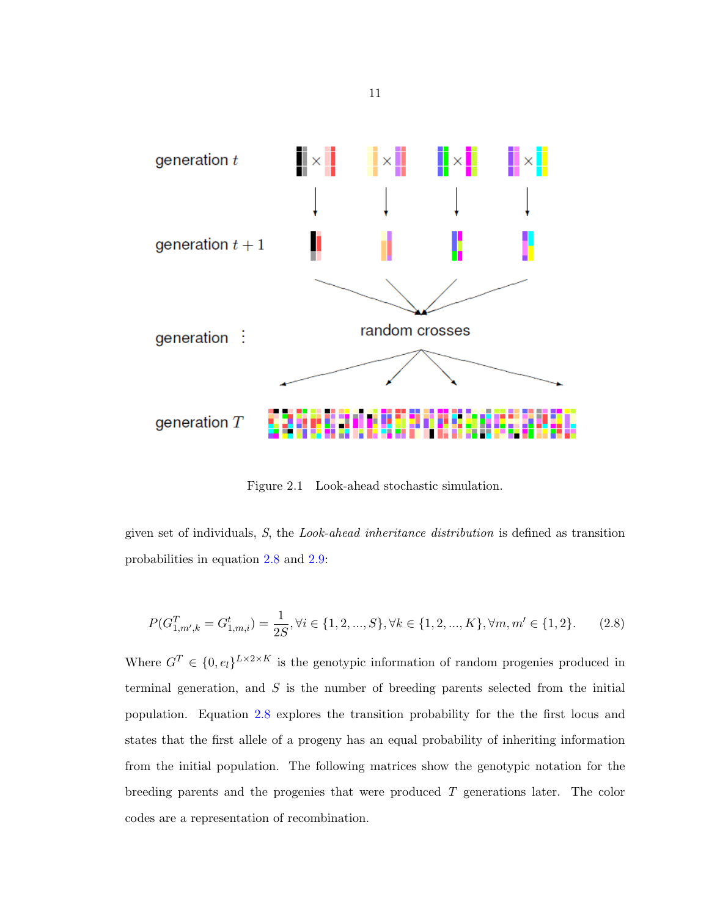Figure 2.1 Look-ahead stochastic simulation.

given set of individuals, $S$, the *Look-ahead inheritance distribution* is defined as transition probabilities in equation 2.8 and 2.9:

$$P(G^T_{1,m',k} = G^t_{1,m,i}) = \frac{1}{2S}, \forall i \in \{1, 2, ..., S\}, \forall k \in \{1, 2, ..., K\}, \forall m, m' \in \{1, 2\}. \tag{2.8}$$

Where $G^T \in \{0, e_l\}^{L \times 2 \times K}$ is the genotypic information of random progenies produced in terminal generation, and $S$ is the number of breeding parents selected from the initial population. Equation 2.8 explores the transition probability for the the first locus and states that the first allele of a progeny has an equal probability of inheriting information from the initial population. The following matrices show the genotypic notation for the breeding parents and the progenies that were produced $T$ generations later. The color codes are a representation of recombination.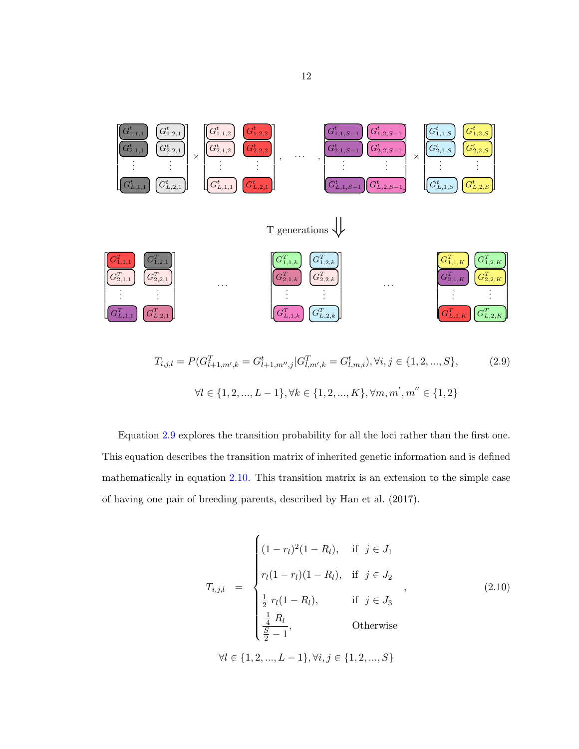$$
\begin{bmatrix} G^t_{1,1,1} & G^t_{1,2,1} \\ G^t_{2,1,1} & G^t_{2,2,1} \\ \vdots & \vdots \\ G^t_{L,1,1} & G^t_{L,2,1} \end{bmatrix} \times \begin{bmatrix} G^t_{1,1,2} & G^t_{1,2,2} \\ G^t_{2,1,2} & G^t_{2,2,2} \\ \vdots & \vdots \\ G^t_{L,1,1} & G^t_{L,2,1} \end{bmatrix}, \quad \cdots \quad, \begin{bmatrix} G^t_{1,1,S-1} & G^t_{1,2,S-1} \\ G^t_{2,1,S-1} & G^t_{2,2,S-1} \\ \vdots & \vdots \\ G^t_{L,1,S-1} & G^t_{L,2,S-1} \end{bmatrix} \times \begin{bmatrix} G^t_{1,1,S} & G^t_{1,2,S} \\ G^t_{2,1,S} & G^t_{2,2,S} \\ \vdots & \vdots \\ G^t_{L,1,S} & G^t_{L,2,S} \end{bmatrix}
$$

T generations $\Downarrow$

$$
\begin{bmatrix} G^T_{1,1,1} & G^T_{1,2,1} \\ G^T_{2,1,1} & G^T_{2,2,1} \\ \vdots & \vdots \\ G^T_{L,1,1} & G^T_{L,2,1} \end{bmatrix} \quad \cdots \quad \begin{bmatrix} G^T_{1,1,k} & G^T_{1,2,k} \\ G^T_{2,1,k} & G^T_{2,2,k} \\ \vdots & \vdots \\ G^T_{L,1,k} & G^T_{L,2,k} \end{bmatrix} \quad \cdots \quad \begin{bmatrix} G^T_{1,1,K} & G^T_{1,2,K} \\ G^T_{2,1,K} & G^T_{2,2,K} \\ \vdots & \vdots \\ G^T_{L,1,K} & G^T_{L,2,K} \end{bmatrix}
$$

$$
T_{i,j,l} = P(G^T_{l+1,m',k} = G^t_{l+1,m'',j} | G^T_{l,m',k} = G^t_{l,m,i}), \forall i, j \in \{1, 2, ..., S\}, \tag{2.9}
$$

$$
\forall l \in \{1, 2, ..., L-1\}, \forall k \in \{1, 2, ..., K\}, \forall m, m', m'' \in \{1, 2\}
$$

Equation 2.9 explores the transition probability for all the loci rather than the first one. This equation describes the transition matrix of inherited genetic information and is defined mathematically in equation 2.10. This transition matrix is an extension to the simple case of having one pair of breeding parents, described by Han et al. (2017).

$$
T_{i,j,l} = \begin{cases} (1 - r_l)^2(1 - R_l), & \text{if } j \in J_1 \\ r_l(1 - r_l)(1 - R_l), & \text{if } j \in J_2 \\ \frac{1}{2}\, r_l(1 - R_l), & \text{if } j \in J_3 \\ \dfrac{\frac{1}{4}\, R_l}{\frac{S}{2} - 1}, & \text{Otherwise} \end{cases}, \tag{2.10}
$$

$$
\forall l \in \{1, 2, ..., L-1\}, \forall i, j \in \{1, 2, ..., S\}
$$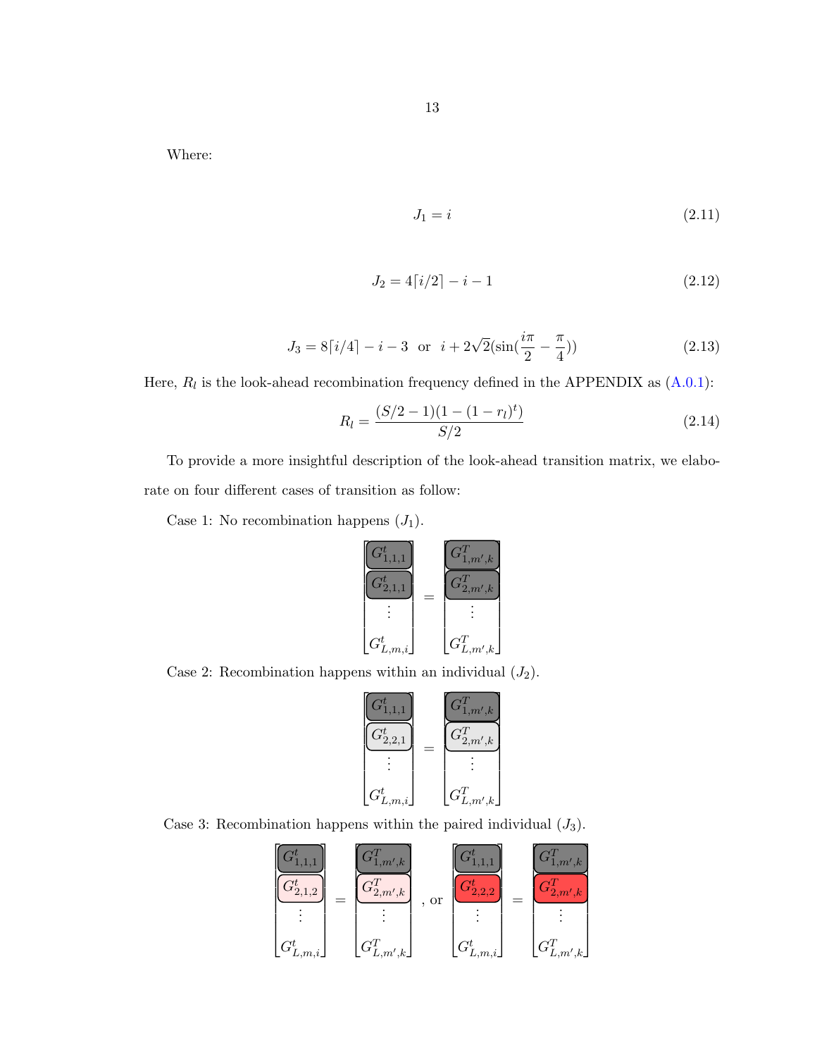Where:

$$J_1 = i \tag{2.11}$$

$$J_2 = 4\lceil i/2 \rceil - i - 1 \tag{2.12}$$

$$J_3 = 8\lceil i/4 \rceil - i - 3 \;\;\text{or}\;\; i + 2\sqrt{2}(\sin(\frac{i\pi}{2} - \frac{\pi}{4})) \tag{2.13}$$

Here, $R_l$ is the look-ahead recombination frequency defined in the APPENDIX as (A.0.1):

$$R_l = \frac{(S/2 - 1)(1 - (1 - r_l)^t)}{S/2} \tag{2.14}$$

To provide a more insightful description of the look-ahead transition matrix, we elaborate on four different cases of transition as follow:

Case 1: No recombination happens ($J_1$).

$$\begin{bmatrix} G^t_{1,1,1} \\ G^t_{2,1,1} \\ \vdots \\ G^t_{L,m,i} \end{bmatrix} = \begin{bmatrix} G^T_{1,m',k} \\ G^T_{2,m',k} \\ \vdots \\ G^T_{L,m',k} \end{bmatrix}$$

Case 2: Recombination happens within an individual ($J_2$).

$$\begin{bmatrix} G^t_{1,1,1} \\ G^t_{2,2,1} \\ \vdots \\ G^t_{L,m,i} \end{bmatrix} = \begin{bmatrix} G^T_{1,m',k} \\ G^T_{2,m',k} \\ \vdots \\ G^T_{L,m',k} \end{bmatrix}$$

Case 3: Recombination happens within the paired individual ($J_3$).

$$\begin{bmatrix} G^t_{1,1,1} \\ G^t_{2,1,2} \\ \vdots \\ G^t_{L,m,i} \end{bmatrix} = \begin{bmatrix} G^T_{1,m',k} \\ G^T_{2,m',k} \\ \vdots \\ G^T_{L,m',k} \end{bmatrix}, \text{ or } \begin{bmatrix} G^t_{1,1,1} \\ G^t_{2,2,2} \\ \vdots \\ G^t_{L,m,i} \end{bmatrix} = \begin{bmatrix} G^T_{1,m',k} \\ G^T_{2,m',k} \\ \vdots \\ G^T_{L,m',k} \end{bmatrix}$$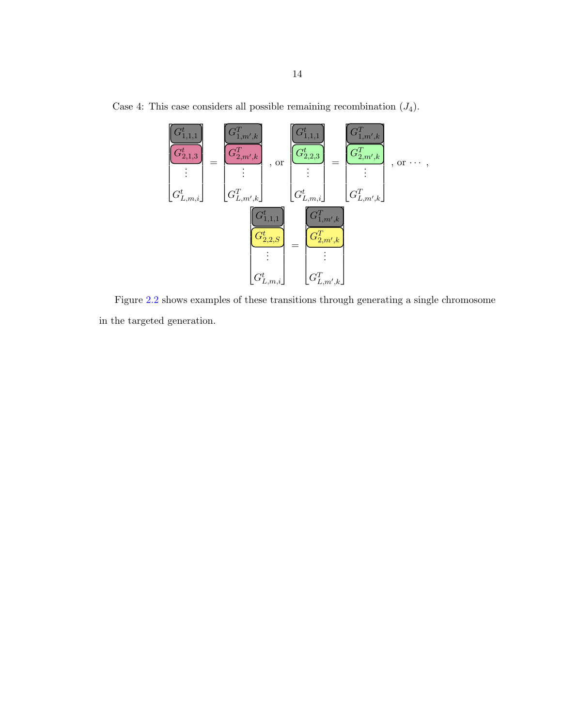Case 4: This case considers all possible remaining recombination ($J_4$).

$$\begin{bmatrix} G^t_{1,1,1} \\ G^t_{2,1,3} \\ \vdots \\ G^t_{L,m,i} \end{bmatrix} = \begin{bmatrix} G^T_{1,m',k} \\ G^T_{2,m',k} \\ \vdots \\ G^T_{L,m',k} \end{bmatrix}, \text{ or } \begin{bmatrix} G^t_{1,1,1} \\ G^t_{2,2,3} \\ \vdots \\ G^t_{L,m,i} \end{bmatrix} = \begin{bmatrix} G^T_{1,m',k} \\ G^T_{2,m',k} \\ \vdots \\ G^T_{L,m',k} \end{bmatrix}, \text{ or } \cdots,$$

$$\begin{bmatrix} G^t_{1,1,1} \\ G^t_{2,2,S} \\ \vdots \\ G^t_{L,m,i} \end{bmatrix} = \begin{bmatrix} G^T_{1,m',k} \\ G^T_{2,m',k} \\ \vdots \\ G^T_{L,m',k} \end{bmatrix}$$

Figure 2.2 shows examples of these transitions through generating a single chromosome in the targeted generation.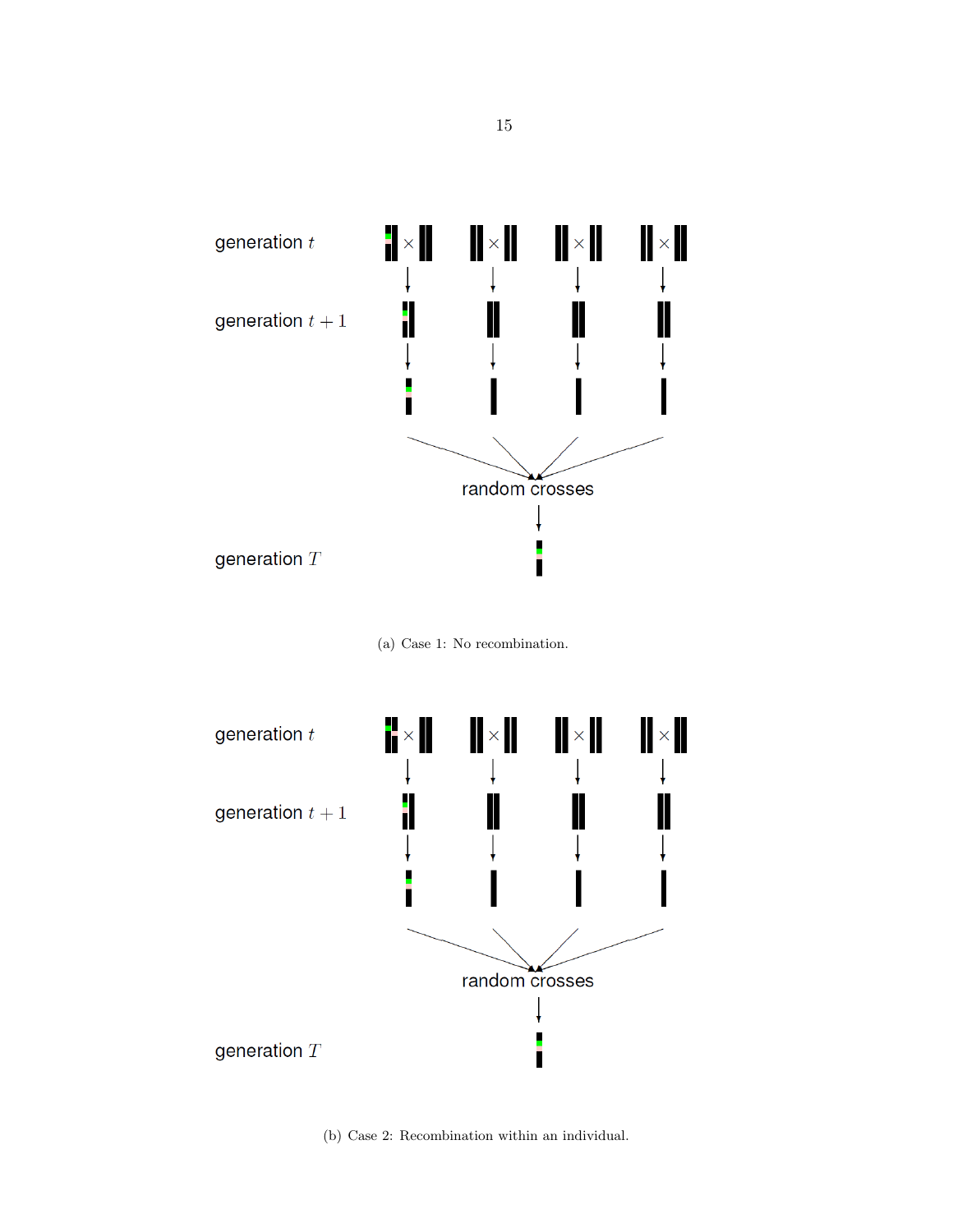generation $t$

generation $t+1$

random crosses

generation $T$

(a) Case 1: No recombination.

generation $t$

generation $t+1$

random crosses

generation $T$

(b) Case 2: Recombination within an individual.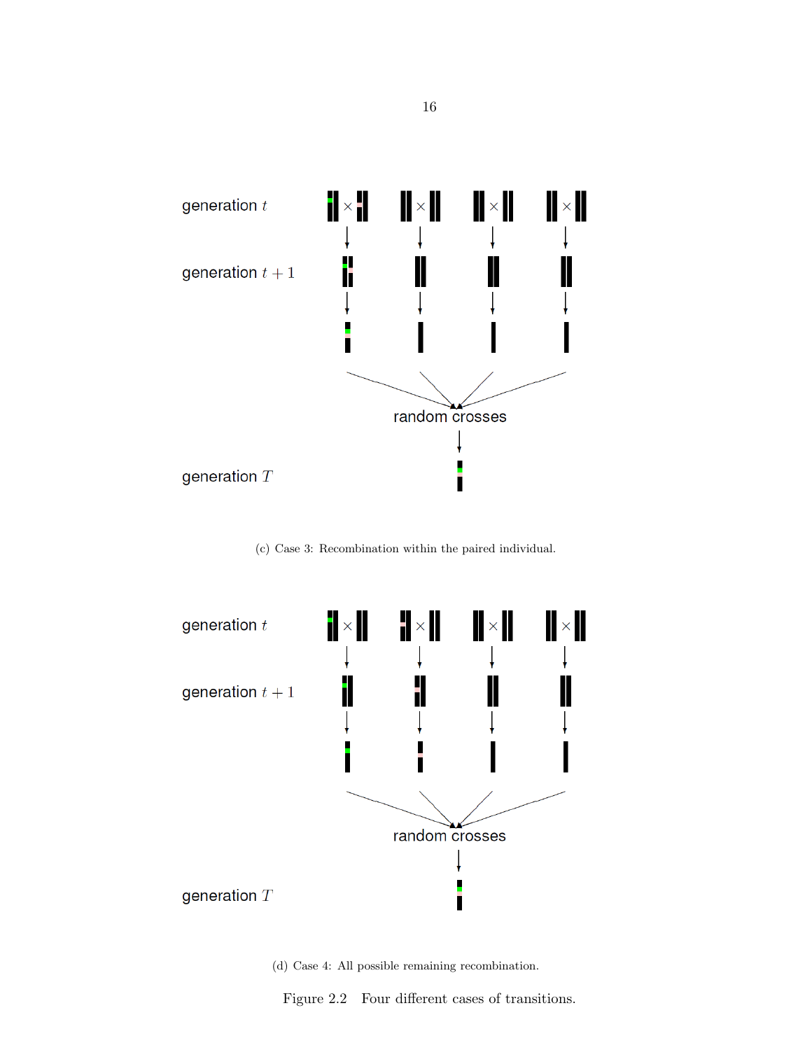generation $t$

generation $t+1$

random crosses

generation $T$

(c) Case 3: Recombination within the paired individual.

generation $t$

generation $t+1$

random crosses

generation $T$

(d) Case 4: All possible remaining recombination.

Figure 2.2 Four different cases of transitions.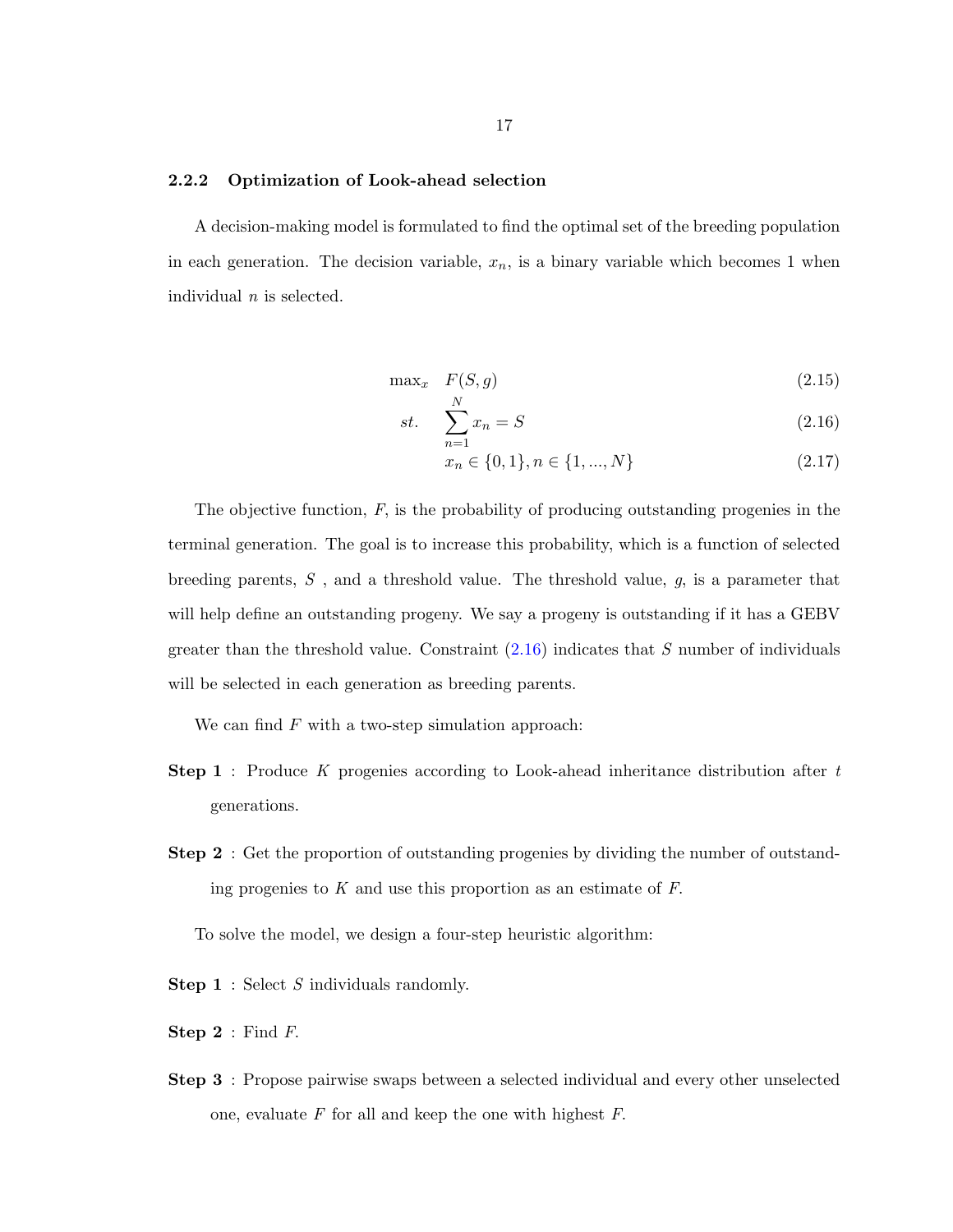### 2.2.2 Optimization of Look-ahead selection

A decision-making model is formulated to find the optimal set of the breeding population in each generation. The decision variable, $x_n$, is a binary variable which becomes 1 when individual $n$ is selected.

$$
\begin{aligned}
\max_x \quad & F(S, g) && (2.15) \\
st. \quad & \sum_{n=1}^{N} x_n = S && (2.16) \\
& x_n \in \{0, 1\}, n \in \{1, ..., N\} && (2.17)
\end{aligned}
$$

The objective function, $F$, is the probability of producing outstanding progenies in the terminal generation. The goal is to increase this probability, which is a function of selected breeding parents, $S$ , and a threshold value. The threshold value, $g$, is a parameter that will help define an outstanding progeny. We say a progeny is outstanding if it has a GEBV greater than the threshold value. Constraint (2.16) indicates that $S$ number of individuals will be selected in each generation as breeding parents.

We can find $F$ with a two-step simulation approach:

**Step 1** : Produce $K$ progenies according to Look-ahead inheritance distribution after $t$ generations.

**Step 2** : Get the proportion of outstanding progenies by dividing the number of outstanding progenies to $K$ and use this proportion as an estimate of $F$.

To solve the model, we design a four-step heuristic algorithm:

**Step 1** : Select $S$ individuals randomly.

**Step 2** : Find $F$.

**Step 3** : Propose pairwise swaps between a selected individual and every other unselected one, evaluate $F$ for all and keep the one with highest $F$.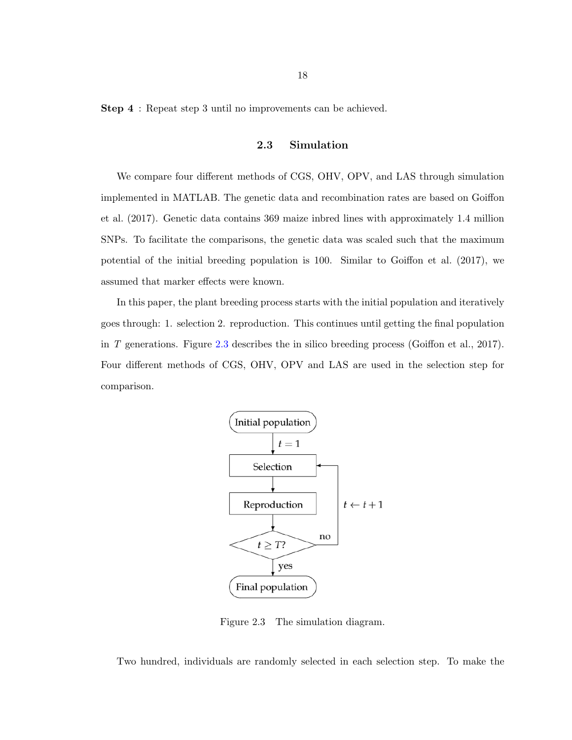**Step 4** : Repeat step 3 until no improvements can be achieved.

## 2.3 Simulation

We compare four different methods of CGS, OHV, OPV, and LAS through simulation implemented in MATLAB. The genetic data and recombination rates are based on Goiffon et al. (2017). Genetic data contains 369 maize inbred lines with approximately 1.4 million SNPs. To facilitate the comparisons, the genetic data was scaled such that the maximum potential of the initial breeding population is 100. Similar to Goiffon et al. (2017), we assumed that marker effects were known.

In this paper, the plant breeding process starts with the initial population and iteratively goes through: 1. selection 2. reproduction. This continues until getting the final population in $T$ generations. Figure 2.3 describes the in silico breeding process (Goiffon et al., 2017). Four different methods of CGS, OHV, OPV and LAS are used in the selection step for comparison.

Figure 2.3 The simulation diagram.

Two hundred, individuals are randomly selected in each selection step. To make the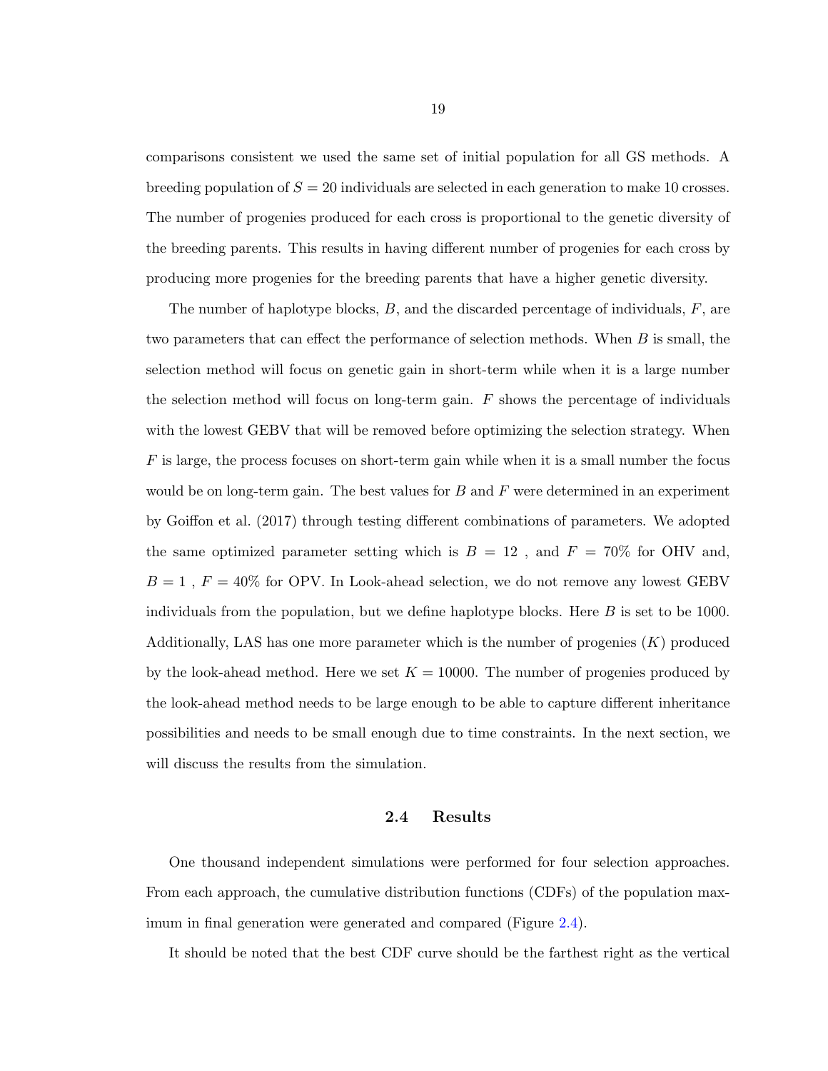comparisons consistent we used the same set of initial population for all GS methods. A breeding population of $S = 20$ individuals are selected in each generation to make 10 crosses. The number of progenies produced for each cross is proportional to the genetic diversity of the breeding parents. This results in having different number of progenies for each cross by producing more progenies for the breeding parents that have a higher genetic diversity.

The number of haplotype blocks, $B$, and the discarded percentage of individuals, $F$, are two parameters that can effect the performance of selection methods. When $B$ is small, the selection method will focus on genetic gain in short-term while when it is a large number the selection method will focus on long-term gain. $F$ shows the percentage of individuals with the lowest GEBV that will be removed before optimizing the selection strategy. When $F$ is large, the process focuses on short-term gain while when it is a small number the focus would be on long-term gain. The best values for $B$ and $F$ were determined in an experiment by Goiffon et al. (2017) through testing different combinations of parameters. We adopted the same optimized parameter setting which is $B = 12$ , and $F = 70\%$ for OHV and, $B = 1$ , $F = 40\%$ for OPV. In Look-ahead selection, we do not remove any lowest GEBV individuals from the population, but we define haplotype blocks. Here $B$ is set to be 1000. Additionally, LAS has one more parameter which is the number of progenies ($K$) produced by the look-ahead method. Here we set $K = 10000$. The number of progenies produced by the look-ahead method needs to be large enough to be able to capture different inheritance possibilities and needs to be small enough due to time constraints. In the next section, we will discuss the results from the simulation.

## 2.4 Results

One thousand independent simulations were performed for four selection approaches. From each approach, the cumulative distribution functions (CDFs) of the population maximum in final generation were generated and compared (Figure 2.4).

It should be noted that the best CDF curve should be the farthest right as the vertical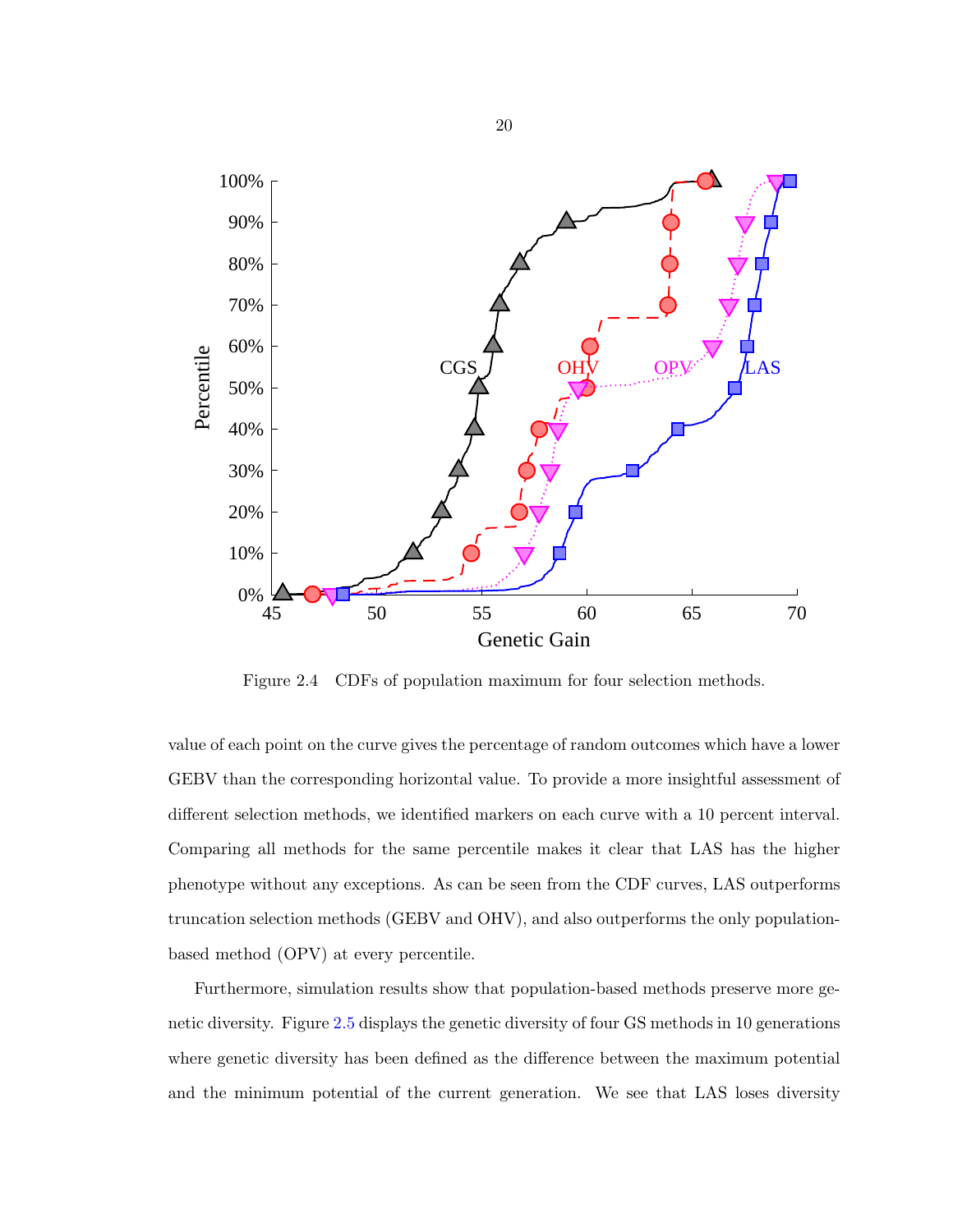Figure 2.4 CDFs of population maximum for four selection methods.

value of each point on the curve gives the percentage of random outcomes which have a lower GEBV than the corresponding horizontal value. To provide a more insightful assessment of different selection methods, we identified markers on each curve with a 10 percent interval. Comparing all methods for the same percentile makes it clear that LAS has the higher phenotype without any exceptions. As can be seen from the CDF curves, LAS outperforms truncation selection methods (GEBV and OHV), and also outperforms the only population-based method (OPV) at every percentile.

Furthermore, simulation results show that population-based methods preserve more genetic diversity. Figure 2.5 displays the genetic diversity of four GS methods in 10 generations where genetic diversity has been defined as the difference between the maximum potential and the minimum potential of the current generation. We see that LAS loses diversity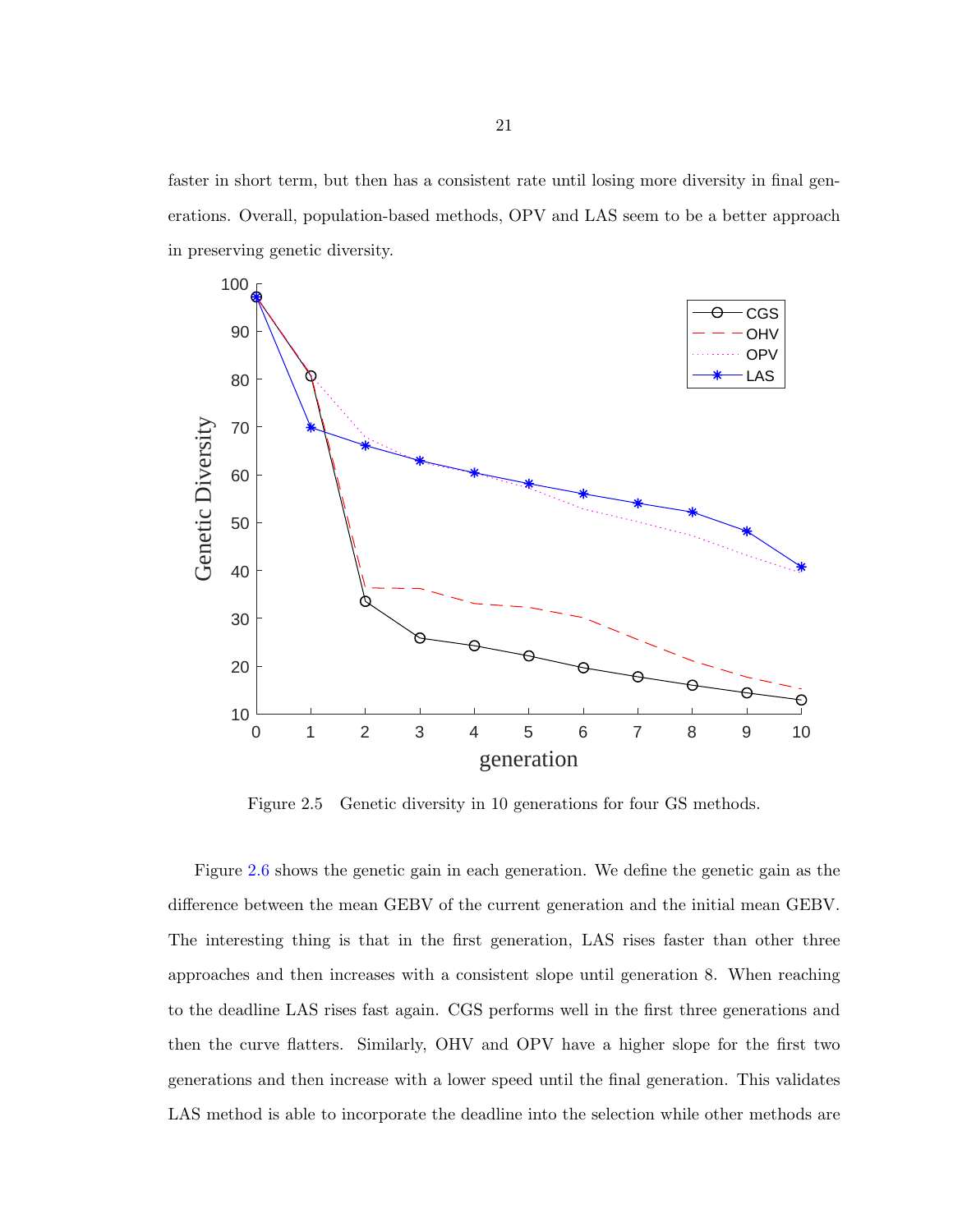faster in short term, but then has a consistent rate until losing more diversity in final generations. Overall, population-based methods, OPV and LAS seem to be a better approach in preserving genetic diversity.

Figure 2.5 Genetic diversity in 10 generations for four GS methods.

Figure 2.6 shows the genetic gain in each generation. We define the genetic gain as the difference between the mean GEBV of the current generation and the initial mean GEBV. The interesting thing is that in the first generation, LAS rises faster than other three approaches and then increases with a consistent slope until generation 8. When reaching to the deadline LAS rises fast again. CGS performs well in the first three generations and then the curve flatters. Similarly, OHV and OPV have a higher slope for the first two generations and then increase with a lower speed until the final generation. This validates LAS method is able to incorporate the deadline into the selection while other methods are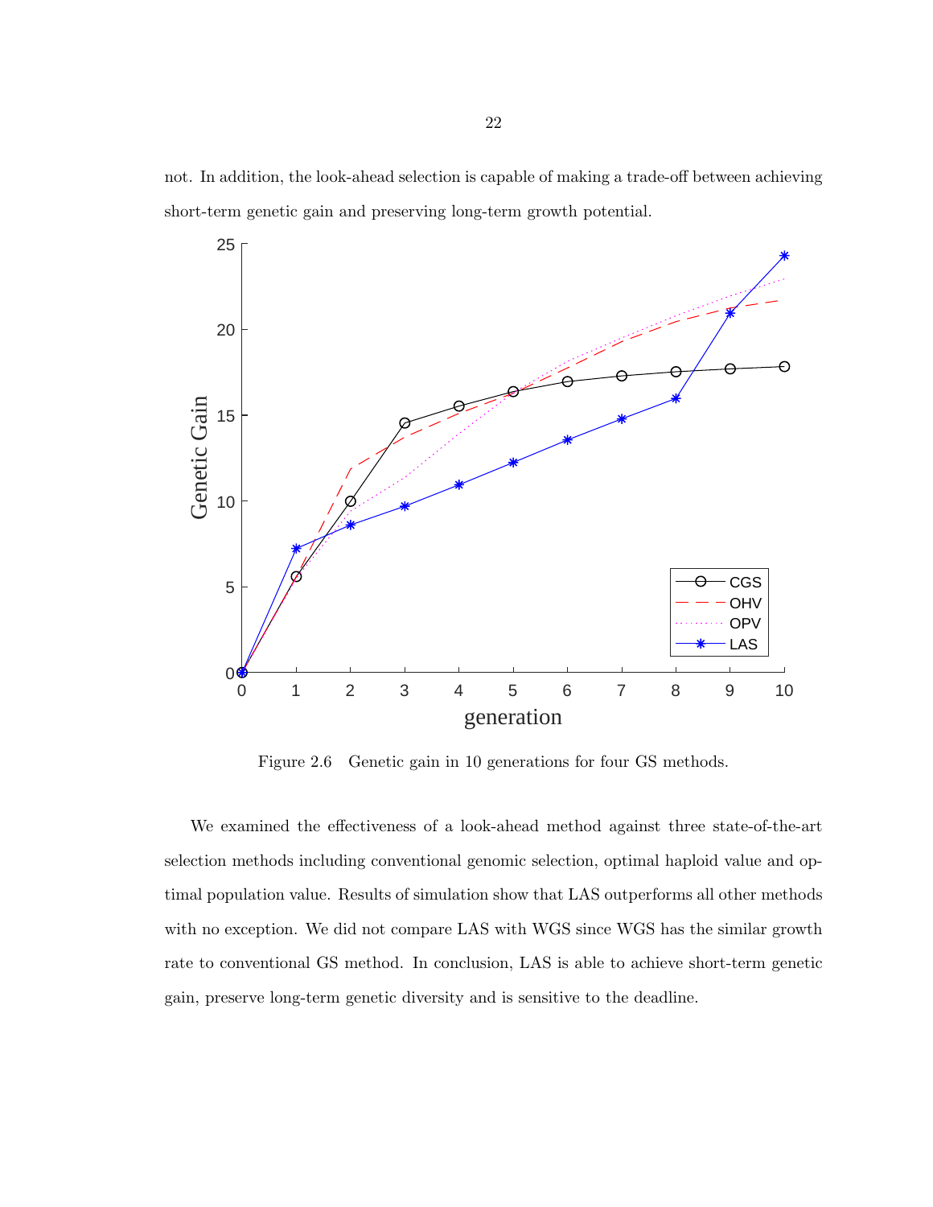not. In addition, the look-ahead selection is capable of making a trade-off between achieving short-term genetic gain and preserving long-term growth potential.

Figure 2.6 Genetic gain in 10 generations for four GS methods.

We examined the effectiveness of a look-ahead method against three state-of-the-art selection methods including conventional genomic selection, optimal haploid value and optimal population value. Results of simulation show that LAS outperforms all other methods with no exception. We did not compare LAS with WGS since WGS has the similar growth rate to conventional GS method. In conclusion, LAS is able to achieve short-term genetic gain, preserve long-term genetic diversity and is sensitive to the deadline.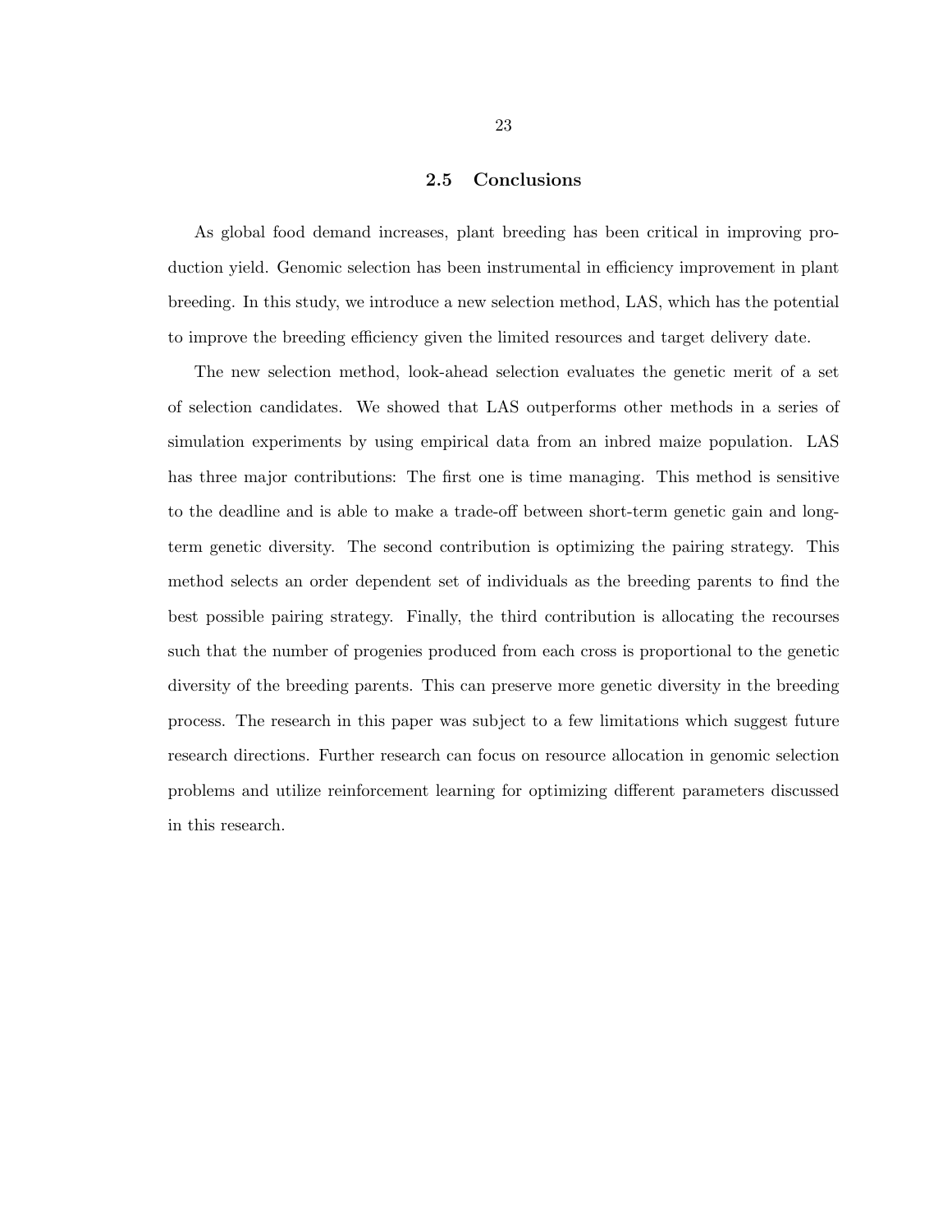## 2.5 Conclusions

As global food demand increases, plant breeding has been critical in improving production yield. Genomic selection has been instrumental in efficiency improvement in plant breeding. In this study, we introduce a new selection method, LAS, which has the potential to improve the breeding efficiency given the limited resources and target delivery date.

The new selection method, look-ahead selection evaluates the genetic merit of a set of selection candidates. We showed that LAS outperforms other methods in a series of simulation experiments by using empirical data from an inbred maize population. LAS has three major contributions: The first one is time managing. This method is sensitive to the deadline and is able to make a trade-off between short-term genetic gain and long-term genetic diversity. The second contribution is optimizing the pairing strategy. This method selects an order dependent set of individuals as the breeding parents to find the best possible pairing strategy. Finally, the third contribution is allocating the recourses such that the number of progenies produced from each cross is proportional to the genetic diversity of the breeding parents. This can preserve more genetic diversity in the breeding process. The research in this paper was subject to a few limitations which suggest future research directions. Further research can focus on resource allocation in genomic selection problems and utilize reinforcement learning for optimizing different parameters discussed in this research.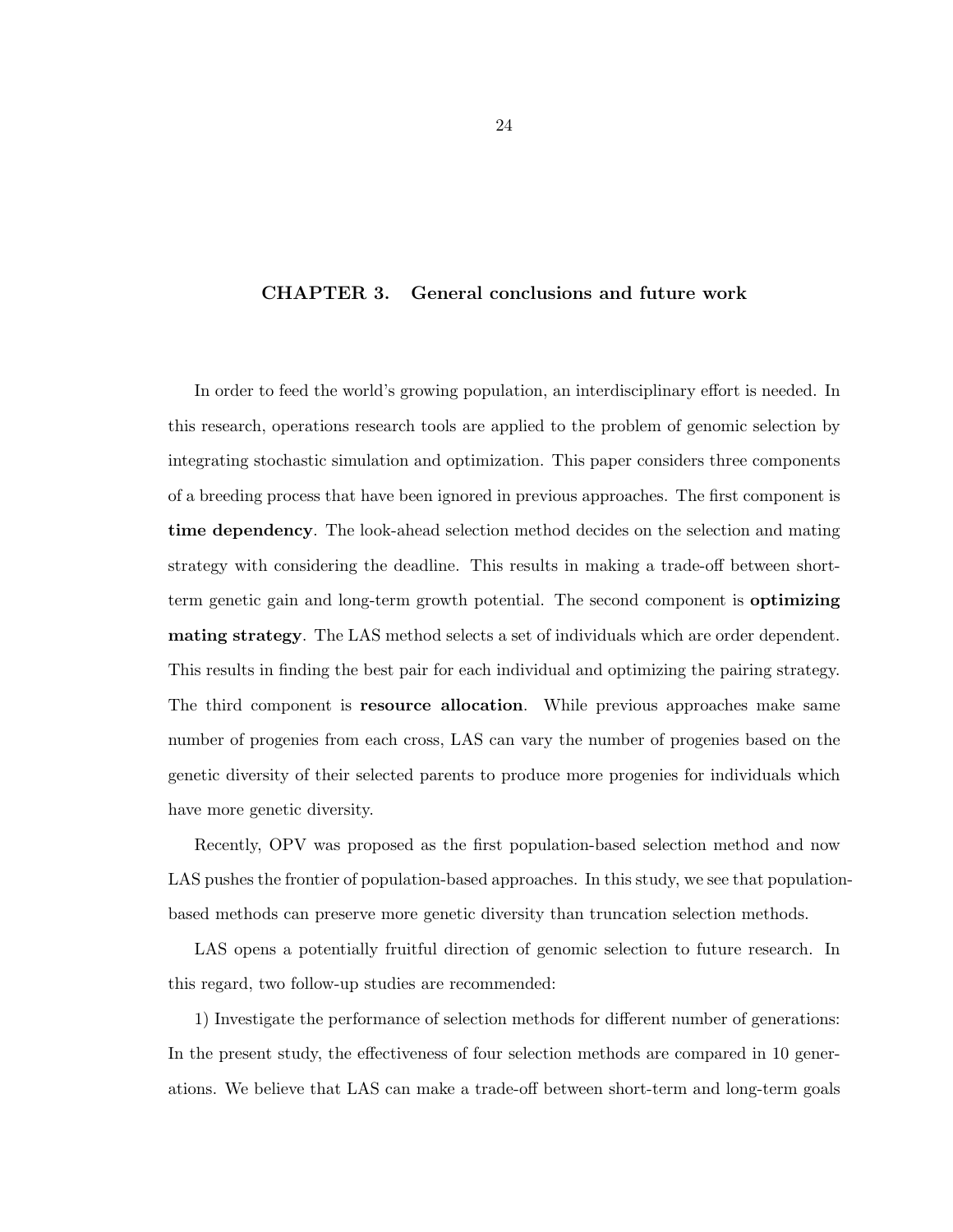# CHAPTER 3. General conclusions and future work

In order to feed the world's growing population, an interdisciplinary effort is needed. In this research, operations research tools are applied to the problem of genomic selection by integrating stochastic simulation and optimization. This paper considers three components of a breeding process that have been ignored in previous approaches. The first component is **time dependency**. The look-ahead selection method decides on the selection and mating strategy with considering the deadline. This results in making a trade-off between short-term genetic gain and long-term growth potential. The second component is **optimizing mating strategy**. The LAS method selects a set of individuals which are order dependent. This results in finding the best pair for each individual and optimizing the pairing strategy. The third component is **resource allocation**. While previous approaches make same number of progenies from each cross, LAS can vary the number of progenies based on the genetic diversity of their selected parents to produce more progenies for individuals which have more genetic diversity.

Recently, OPV was proposed as the first population-based selection method and now LAS pushes the frontier of population-based approaches. In this study, we see that population-based methods can preserve more genetic diversity than truncation selection methods.

LAS opens a potentially fruitful direction of genomic selection to future research. In this regard, two follow-up studies are recommended:

1) Investigate the performance of selection methods for different number of generations: In the present study, the effectiveness of four selection methods are compared in 10 generations. We believe that LAS can make a trade-off between short-term and long-term goals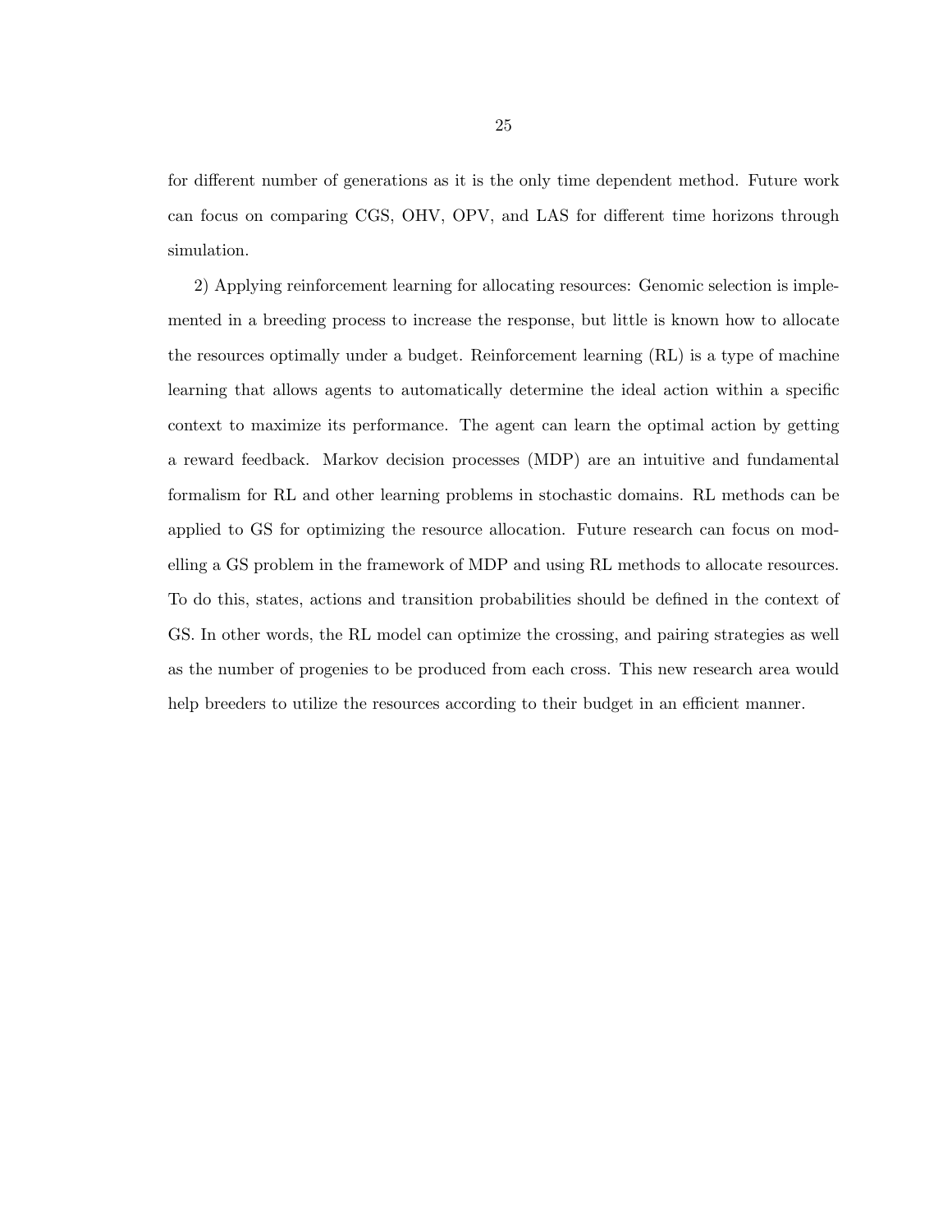for different number of generations as it is the only time dependent method. Future work can focus on comparing CGS, OHV, OPV, and LAS for different time horizons through simulation.

2) Applying reinforcement learning for allocating resources: Genomic selection is implemented in a breeding process to increase the response, but little is known how to allocate the resources optimally under a budget. Reinforcement learning (RL) is a type of machine learning that allows agents to automatically determine the ideal action within a specific context to maximize its performance. The agent can learn the optimal action by getting a reward feedback. Markov decision processes (MDP) are an intuitive and fundamental formalism for RL and other learning problems in stochastic domains. RL methods can be applied to GS for optimizing the resource allocation. Future research can focus on modelling a GS problem in the framework of MDP and using RL methods to allocate resources. To do this, states, actions and transition probabilities should be defined in the context of GS. In other words, the RL model can optimize the crossing, and pairing strategies as well as the number of progenies to be produced from each cross. This new research area would help breeders to utilize the resources according to their budget in an efficient manner.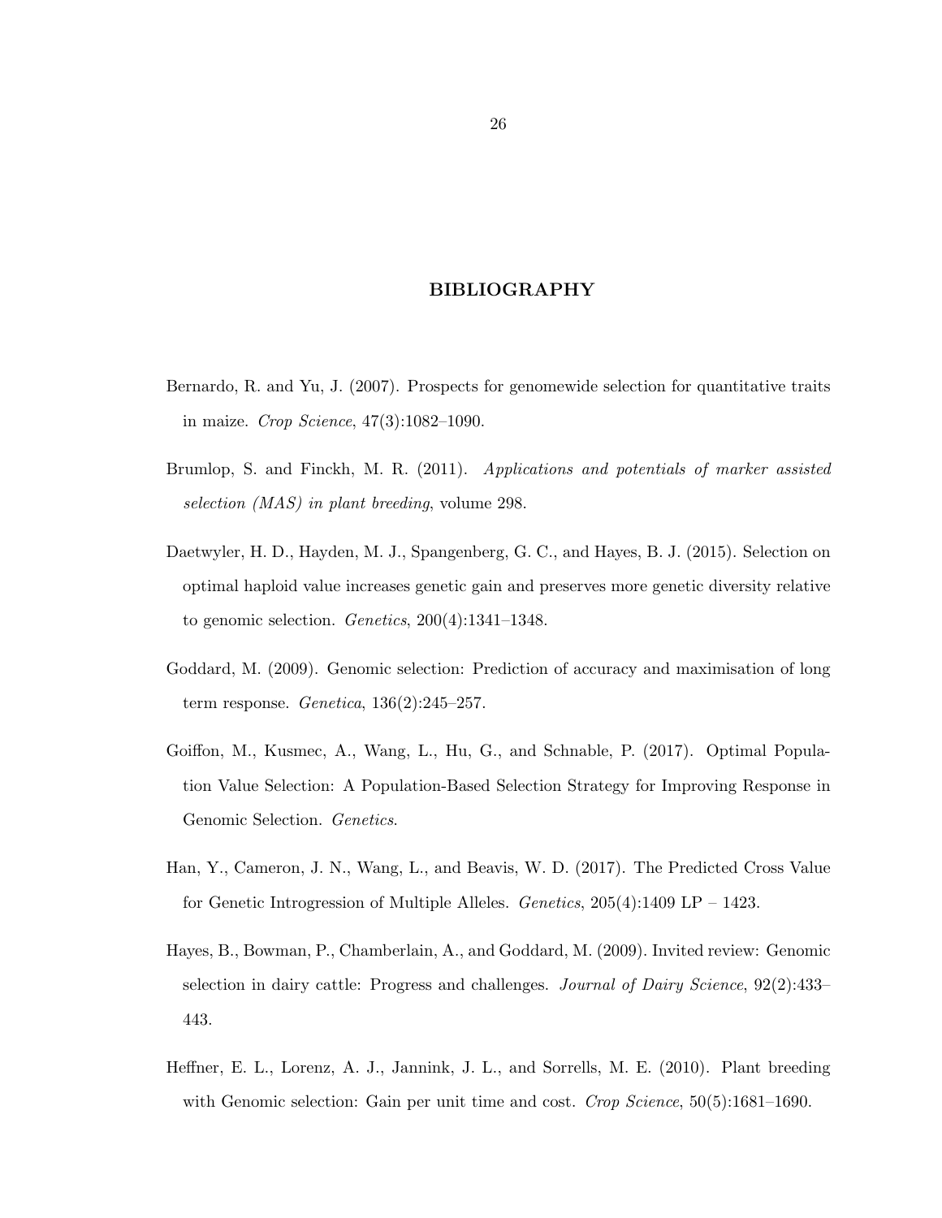# BIBLIOGRAPHY

Bernardo, R. and Yu, J. (2007). Prospects for genomewide selection for quantitative traits in maize. *Crop Science*, 47(3):1082–1090.

Brumlop, S. and Finckh, M. R. (2011). *Applications and potentials of marker assisted selection (MAS) in plant breeding*, volume 298.

Daetwyler, H. D., Hayden, M. J., Spangenberg, G. C., and Hayes, B. J. (2015). Selection on optimal haploid value increases genetic gain and preserves more genetic diversity relative to genomic selection. *Genetics*, 200(4):1341–1348.

Goddard, M. (2009). Genomic selection: Prediction of accuracy and maximisation of long term response. *Genetica*, 136(2):245–257.

Goiffon, M., Kusmec, A., Wang, L., Hu, G., and Schnable, P. (2017). Optimal Population Value Selection: A Population-Based Selection Strategy for Improving Response in Genomic Selection. *Genetics*.

Han, Y., Cameron, J. N., Wang, L., and Beavis, W. D. (2017). The Predicted Cross Value for Genetic Introgression of Multiple Alleles. *Genetics*, 205(4):1409 LP – 1423.

Hayes, B., Bowman, P., Chamberlain, A., and Goddard, M. (2009). Invited review: Genomic selection in dairy cattle: Progress and challenges. *Journal of Dairy Science*, 92(2):433–443.

Heffner, E. L., Lorenz, A. J., Jannink, J. L., and Sorrells, M. E. (2010). Plant breeding with Genomic selection: Gain per unit time and cost. *Crop Science*, 50(5):1681–1690.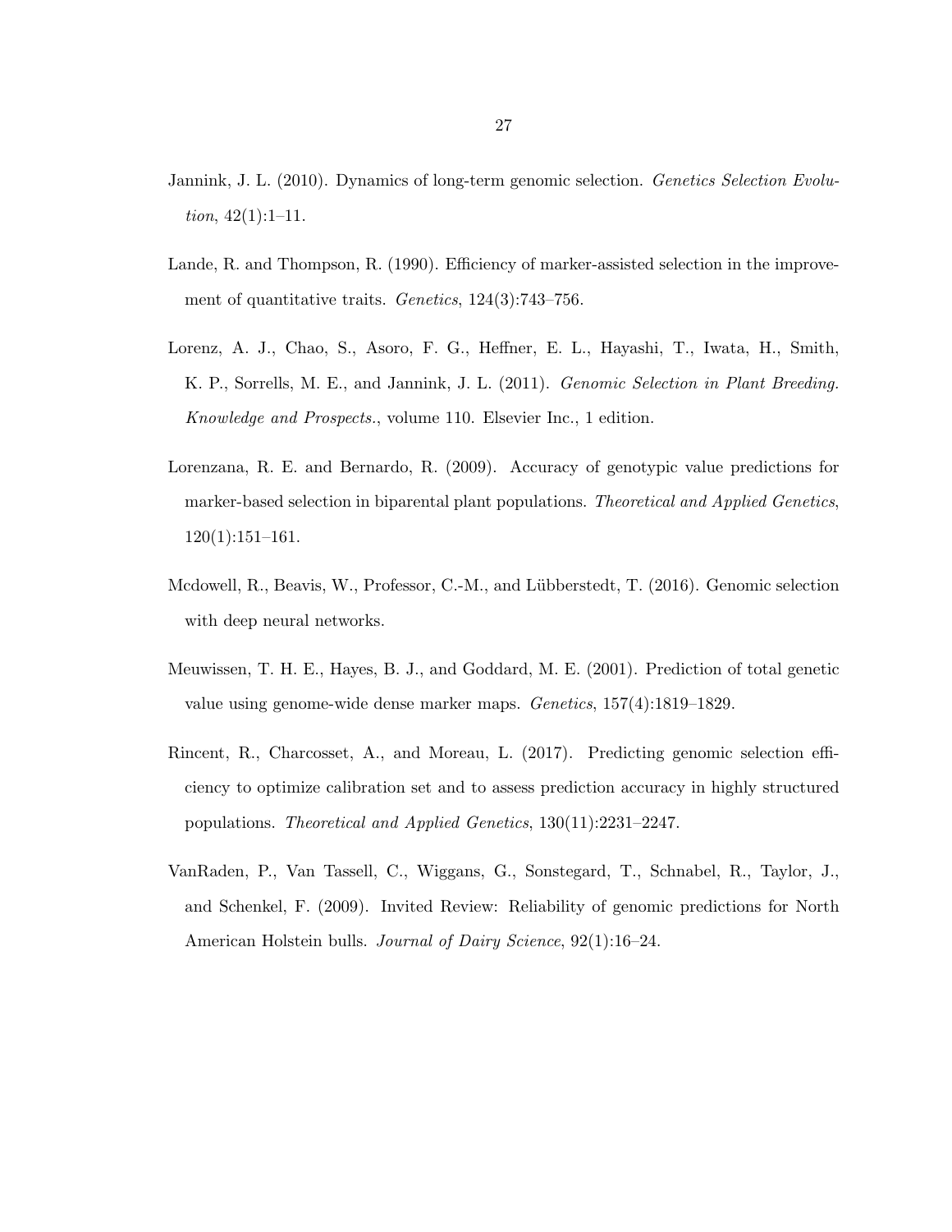Jannink, J. L. (2010). Dynamics of long-term genomic selection. *Genetics Selection Evolution*, 42(1):1–11.

Lande, R. and Thompson, R. (1990). Efficiency of marker-assisted selection in the improvement of quantitative traits. *Genetics*, 124(3):743–756.

Lorenz, A. J., Chao, S., Asoro, F. G., Heffner, E. L., Hayashi, T., Iwata, H., Smith, K. P., Sorrells, M. E., and Jannink, J. L. (2011). *Genomic Selection in Plant Breeding. Knowledge and Prospects.*, volume 110. Elsevier Inc., 1 edition.

Lorenzana, R. E. and Bernardo, R. (2009). Accuracy of genotypic value predictions for marker-based selection in biparental plant populations. *Theoretical and Applied Genetics*, 120(1):151–161.

Mcdowell, R., Beavis, W., Professor, C.-M., and Lübberstedt, T. (2016). Genomic selection with deep neural networks.

Meuwissen, T. H. E., Hayes, B. J., and Goddard, M. E. (2001). Prediction of total genetic value using genome-wide dense marker maps. *Genetics*, 157(4):1819–1829.

Rincent, R., Charcosset, A., and Moreau, L. (2017). Predicting genomic selection efficiency to optimize calibration set and to assess prediction accuracy in highly structured populations. *Theoretical and Applied Genetics*, 130(11):2231–2247.

VanRaden, P., Van Tassell, C., Wiggans, G., Sonstegard, T., Schnabel, R., Taylor, J., and Schenkel, F. (2009). Invited Review: Reliability of genomic predictions for North American Holstein bulls. *Journal of Dairy Science*, 92(1):16–24.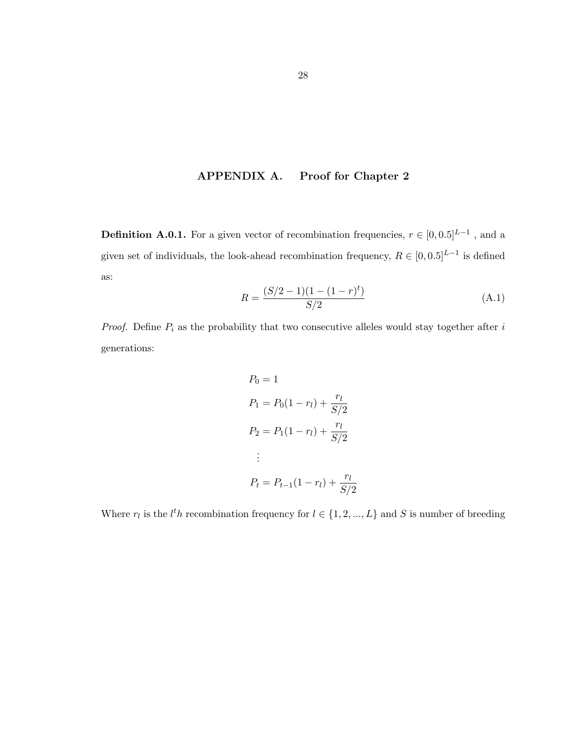# APPENDIX A. Proof for Chapter 2

**Definition A.0.1.** For a given vector of recombination frequencies, $r \in [0, 0.5]^{L-1}$ , and a given set of individuals, the look-ahead recombination frequency, $R \in [0, 0.5]^{L-1}$ is defined as:

$$R = \frac{(S/2 - 1)(1 - (1 - r)^t)}{S/2} \tag{A.1}$$

*Proof.* Define $P_i$ as the probability that two consecutive alleles would stay together after $i$ generations:

$$
\begin{aligned}
P_0 &= 1 \\
P_1 &= P_0(1 - r_l) + \frac{r_l}{S/2} \\
P_2 &= P_1(1 - r_l) + \frac{r_l}{S/2} \\
&\vdots \\
P_t &= P_{t-1}(1 - r_l) + \frac{r_l}{S/2}
\end{aligned}
$$

Where $r_l$ is the $l^th$ recombination frequency for $l \in \{1, 2, ..., L\}$ and $S$ is number of breeding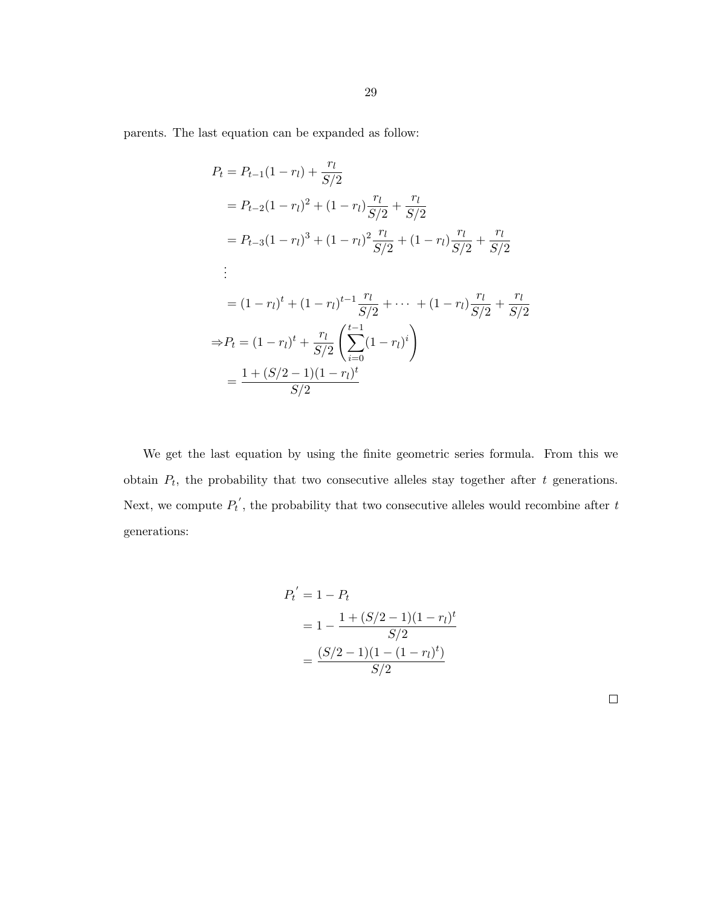parents. The last equation can be expanded as follow:

$$
\begin{aligned}
P_t &= P_{t-1}(1 - r_l) + \frac{r_l}{S/2} \\
&= P_{t-2}(1 - r_l)^2 + (1 - r_l)\frac{r_l}{S/2} + \frac{r_l}{S/2} \\
&= P_{t-3}(1 - r_l)^3 + (1 - r_l)^2\frac{r_l}{S/2} + (1 - r_l)\frac{r_l}{S/2} + \frac{r_l}{S/2} \\
&\vdots \\
&= (1 - r_l)^t + (1 - r_l)^{t-1}\frac{r_l}{S/2} + \cdots + (1 - r_l)\frac{r_l}{S/2} + \frac{r_l}{S/2} \\
\Rightarrow P_t &= (1 - r_l)^t + \frac{r_l}{S/2}\left(\sum_{i=0}^{t-1}(1 - r_l)^i\right) \\
&= \frac{1 + (S/2 - 1)(1 - r_l)^t}{S/2}
\end{aligned}
$$

We get the last equation by using the finite geometric series formula. From this we obtain $P_t$, the probability that two consecutive alleles stay together after $t$ generations. Next, we compute $P_t^{'}$, the probability that two consecutive alleles would recombine after $t$ generations:

$$
\begin{aligned}
P_t^{'} &= 1 - P_t \\
&= 1 - \frac{1 + (S/2 - 1)(1 - r_l)^t}{S/2} \\
&= \frac{(S/2 - 1)(1 - (1 - r_l)^t)}{S/2}
\end{aligned}
$$

□